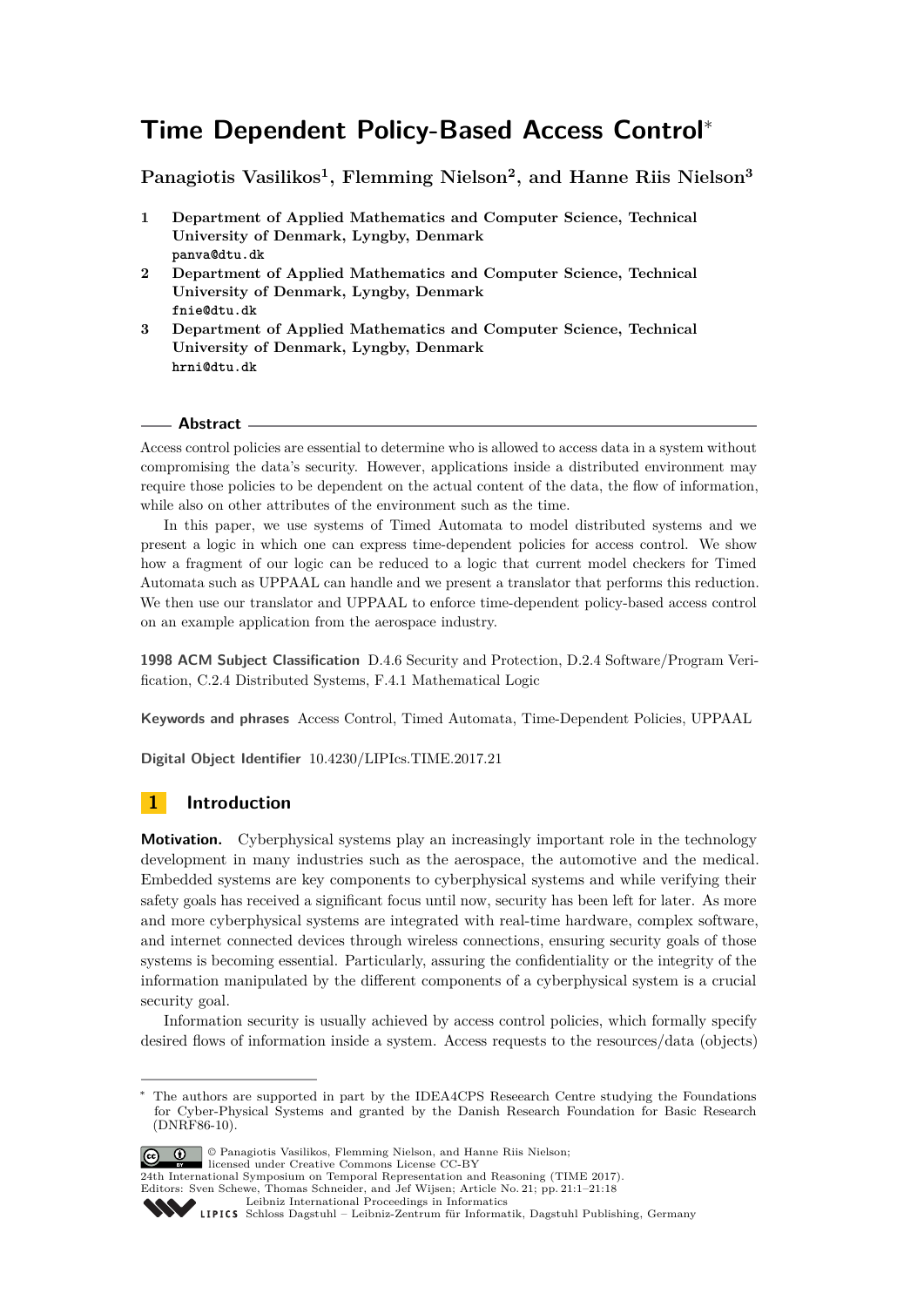# Time Dependent Policy-Based Access Control*

**Panagiotis Vasilikos[1], Flemming Nielson[2], and Hanne Riis Nielson[3]**

1. **Department of Applied Mathematics and Computer Science, Technical University of Denmark, Lyngby, Denmark**
   panva@dtu.dk
2. **Department of Applied Mathematics and Computer Science, Technical University of Denmark, Lyngby, Denmark**
   fnie@dtu.dk
3. **Department of Applied Mathematics and Computer Science, Technical University of Denmark, Lyngby, Denmark**
   hrni@dtu.dk

## Abstract

Access control policies are essential to determine who is allowed to access data in a system without compromising the data's security. However, applications inside a distributed environment may require those policies to be dependent on the actual content of the data, the flow of information, while also on other attributes of the environment such as the time.

In this paper, we use systems of Timed Automata to model distributed systems and we present a logic in which one can express time-dependent policies for access control. We show how a fragment of our logic can be reduced to a logic that current model checkers for Timed Automata such as UPPAAL can handle and we present a translator that performs this reduction. We then use our translator and UPPAAL to enforce time-dependent policy-based access control on an example application from the aerospace industry.

**1998 ACM Subject Classification** D.4.6 Security and Protection, D.2.4 Software/Program Verification, C.2.4 Distributed Systems, F.4.1 Mathematical Logic

**Keywords and phrases** Access Control, Timed Automata, Time-Dependent Policies, UPPAAL

**Digital Object Identifier** 10.4230/LIPIcs.TIME.2017.21

## 1 Introduction

**Motivation.** Cyberphysical systems play an increasingly important role in the technology development in many industries such as the aerospace, the automotive and the medical. Embedded systems are key components to cyberphysical systems and while verifying their safety goals has received a significant focus until now, security has been left for later. As more and more cyberphysical systems are integrated with real-time hardware, complex software, and internet connected devices through wireless connections, ensuring security goals of those systems is becoming essential. Particularly, assuring the confidentiality or the integrity of the information manipulated by the different components of a cyberphysical system is a crucial security goal.

Information security is usually achieved by access control policies, which formally specify desired flows of information inside a system. Access requests to the resources/data (objects)

---

* The authors are supported in part by the IDEA4CPS Reseearch Centre studying the Foundations for Cyber-Physical Systems and granted by the Danish Research Foundation for Basic Research (DNRF86-10).

© Panagiotis Vasilikos, Flemming Nielson, and Hanne Riis Nielson;
licensed under Creative Commons License CC-BY
24th International Symposium on Temporal Representation and Reasoning (TIME 2017).
Editors: Sven Schewe, Thomas Schneider, and Jef Wijsen; Article No. 21; pp. 21:1–21:18
Leibniz International Proceedings in Informatics
Schloss Dagstuhl – Leibniz-Zentrum für Informatik, Dagstuhl Publishing, Germany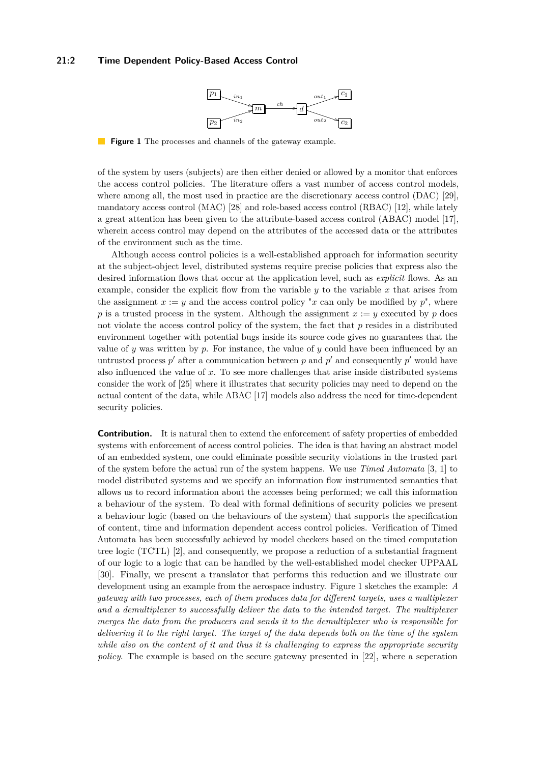**Figure 1** The processes and channels of the gateway example.

of the system by users (subjects) are then either denied or allowed by a monitor that enforces the access control policies. The literature offers a vast number of access control models, where among all, the most used in practice are the discretionary access control (DAC) [29], mandatory access control (MAC) [28] and role-based access control (RBAC) [12], while lately a great attention has been given to the attribute-based access control (ABAC) model [17], wherein access control may depend on the attributes of the accessed data or the attributes of the environment such as the time.

Although access control policies is a well-established approach for information security at the subject-object level, distributed systems require precise policies that express also the desired information flows that occur at the application level, such as *explicit* flows. As an example, consider the explicit flow from the variable $y$ to the variable $x$ that arises from the assignment $x := y$ and the access control policy "$x$ can only be modified by $p$", where $p$ is a trusted process in the system. Although the assignment $x := y$ executed by $p$ does not violate the access control policy of the system, the fact that $p$ resides in a distributed environment together with potential bugs inside its source code gives no guarantees that the value of $y$ was written by $p$. For instance, the value of $y$ could have been influenced by an untrusted process $p'$ after a communication between $p$ and $p'$ and consequently $p'$ would have also influenced the value of $x$. To see more challenges that arise inside distributed systems consider the work of [25] where it illustrates that security policies may need to depend on the actual content of the data, while ABAC [17] models also address the need for time-dependent security policies.

**Contribution.** It is natural then to extend the enforcement of safety properties of embedded systems with enforcement of access control policies. The idea is that having an abstract model of an embedded system, one could eliminate possible security violations in the trusted part of the system before the actual run of the system happens. We use *Timed Automata* [3, 1] to model distributed systems and we specify an information flow instrumented semantics that allows us to record information about the accesses being performed; we call this information a behaviour of the system. To deal with formal definitions of security policies we present a behaviour logic (based on the behaviours of the system) that supports the specification of content, time and information dependent access control policies. Verification of Timed Automata has been successfully achieved by model checkers based on the timed computation tree logic (TCTL) [2], and consequently, we propose a reduction of a substantial fragment of our logic to a logic that can be handled by the well-established model checker UPPAAL [30]. Finally, we present a translator that performs this reduction and we illustrate our development using an example from the aerospace industry. Figure 1 sketches the example: *A gateway with two processes, each of them produces data for different targets, uses a multiplexer and a demultiplexer to successfully deliver the data to the intended target. The multiplexer merges the data from the producers and sends it to the demultiplexer who is responsible for delivering it to the right target. The target of the data depends both on the time of the system while also on the content of it and thus it is challenging to express the appropriate security policy.* The example is based on the secure gateway presented in [22], where a seperation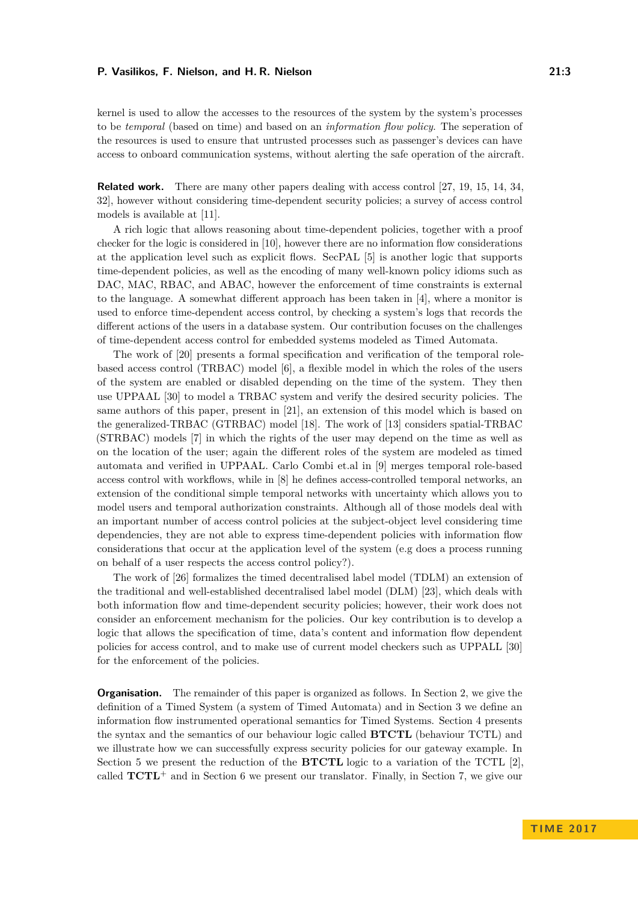kernel is used to allow the accesses to the resources of the system by the system's processes to be *temporal* (based on time) and based on an *information flow policy*. The seperation of the resources is used to ensure that untrusted processes such as passenger's devices can have access to onboard communication systems, without alerting the safe operation of the aircraft.

**Related work.** There are many other papers dealing with access control [27, 19, 15, 14, 34, 32], however without considering time-dependent security policies; a survey of access control models is available at [11].

A rich logic that allows reasoning about time-dependent policies, together with a proof checker for the logic is considered in [10], however there are no information flow considerations at the application level such as explicit flows. SecPAL [5] is another logic that supports time-dependent policies, as well as the encoding of many well-known policy idioms such as DAC, MAC, RBAC, and ABAC, however the enforcement of time constraints is external to the language. A somewhat different approach has been taken in [4], where a monitor is used to enforce time-dependent access control, by checking a system's logs that records the different actions of the users in a database system. Our contribution focuses on the challenges of time-dependent access control for embedded systems modeled as Timed Automata.

The work of [20] presents a formal specification and verification of the temporal role-based access control (TRBAC) model [6], a flexible model in which the roles of the users of the system are enabled or disabled depending on the time of the system. They then use UPPAAL [30] to model a TRBAC system and verify the desired security policies. The same authors of this paper, present in [21], an extension of this model which is based on the generalized-TRBAC (GTRBAC) model [18]. The work of [13] considers spatial-TRBAC (STRBAC) models [7] in which the rights of the user may depend on the time as well as on the location of the user; again the different roles of the system are modeled as timed automata and verified in UPPAAL. Carlo Combi et.al in [9] merges temporal role-based access control with workflows, while in [8] he defines access-controlled temporal networks, an extension of the conditional simple temporal networks with uncertainty which allows you to model users and temporal authorization constraints. Although all of those models deal with an important number of access control policies at the subject-object level considering time dependencies, they are not able to express time-dependent policies with information flow considerations that occur at the application level of the system (e.g does a process running on behalf of a user respects the access control policy?).

The work of [26] formalizes the timed decentralised label model (TDLM) an extension of the traditional and well-established decentralised label model (DLM) [23], which deals with both information flow and time-dependent security policies; however, their work does not consider an enforcement mechanism for the policies. Our key contribution is to develop a logic that allows the specification of time, data's content and information flow dependent policies for access control, and to make use of current model checkers such as UPPALL [30] for the enforcement of the policies.

**Organisation.** The remainder of this paper is organized as follows. In Section 2, we give the definition of a Timed System (a system of Timed Automata) and in Section 3 we define an information flow instrumented operational semantics for Timed Systems. Section 4 presents the syntax and the semantics of our behaviour logic called **BTCTL** (behaviour TCTL) and we illustrate how we can successfully express security policies for our gateway example. In Section 5 we present the reduction of the **BTCTL** logic to a variation of the TCTL [2], called **TCTL**$^+$ and in Section 6 we present our translator. Finally, in Section 7, we give our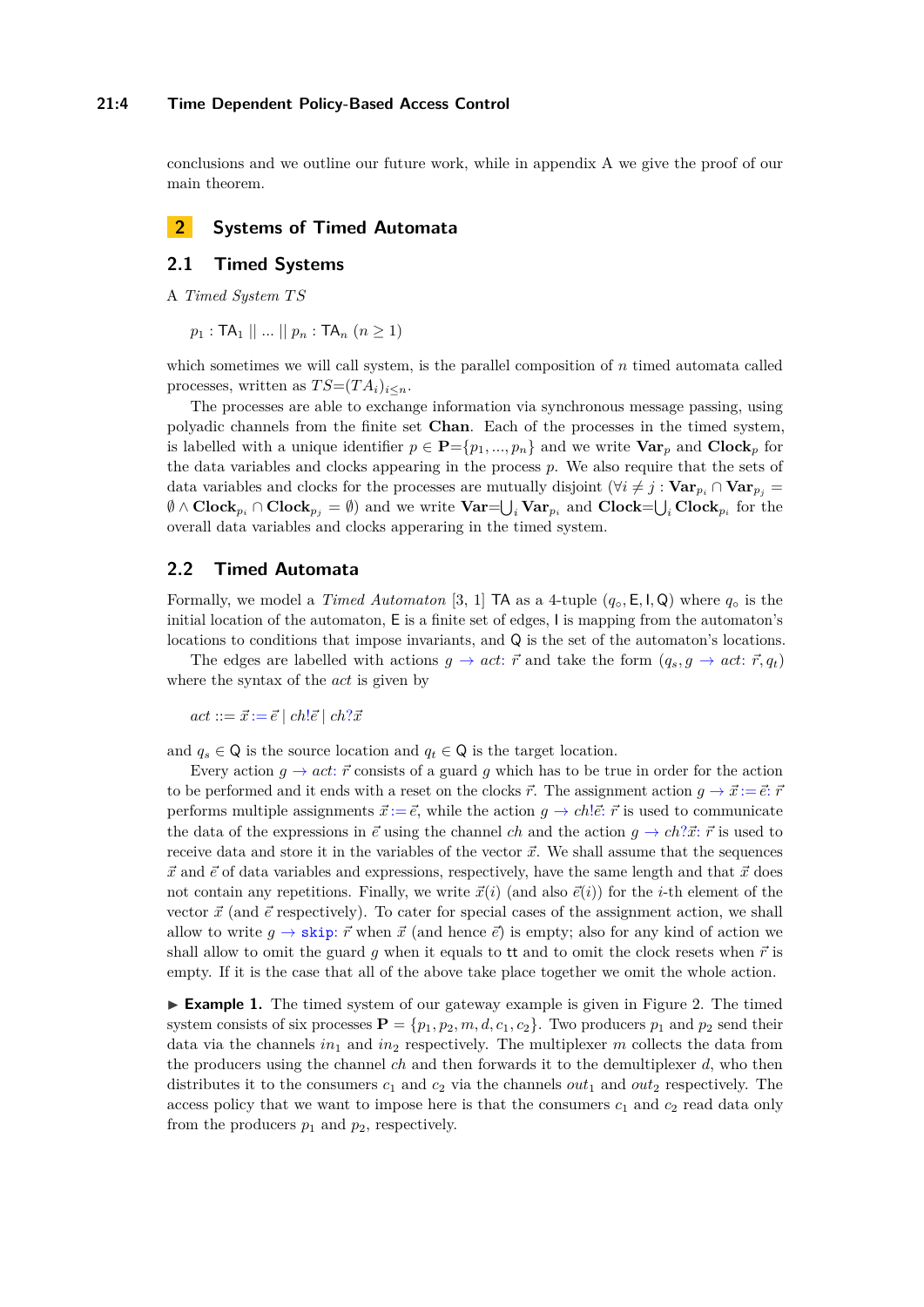conclusions and we outline our future work, while in appendix A we give the proof of our main theorem.

## 2 Systems of Timed Automata

### 2.1 Timed Systems

A *Timed System TS*

$$p_1 : \mathsf{TA}_1 \mid\mid \ldots \mid\mid p_n : \mathsf{TA}_n \ (n \geq 1)$$

which sometimes we will call system, is the parallel composition of $n$ timed automata called processes, written as $TS{=}(TA_i)_{i \leq n}$.

The processes are able to exchange information via synchronous message passing, using polyadic channels from the finite set **Chan**. Each of the processes in the timed system, is labelled with a unique identifier $p \in \mathbf{P}{=}\{p_1, ..., p_n\}$ and we write $\mathbf{Var}_p$ and $\mathbf{Clock}_p$ for the data variables and clocks appearing in the process $p$. We also require that the sets of data variables and clocks for the processes are mutually disjoint ($\forall i \neq j : \mathbf{Var}_{p_i} \cap \mathbf{Var}_{p_j} = \emptyset \wedge \mathbf{Clock}_{p_i} \cap \mathbf{Clock}_{p_j} = \emptyset$) and we write $\mathbf{Var}{=}\bigcup_i \mathbf{Var}_{p_i}$ and $\mathbf{Clock}{=}\bigcup_i \mathbf{Clock}_{p_i}$ for the overall data variables and clocks apperaring in the timed system.

### 2.2 Timed Automata

Formally, we model a *Timed Automaton* [3, 1] $\mathsf{TA}$ as a 4-tuple $(q_\circ, \mathsf{E}, \mathsf{I}, \mathsf{Q})$ where $q_\circ$ is the initial location of the automaton, $\mathsf{E}$ is a finite set of edges, $\mathsf{I}$ is mapping from the automaton's locations to conditions that impose invariants, and $\mathsf{Q}$ is the set of the automaton's locations.

The edges are labelled with actions $g \to act\colon \vec{r}$ and take the form $(q_s, g \to act\colon \vec{r}, q_t)$ where the syntax of the $act$ is given by

$$act ::= \vec{x} := \vec{e} \mid ch!\vec{e} \mid ch?\vec{x}$$

and $q_s \in \mathsf{Q}$ is the source location and $q_t \in \mathsf{Q}$ is the target location.

Every action $g \to act\colon \vec{r}$ consists of a guard $g$ which has to be true in order for the action to be performed and it ends with a reset on the clocks $\vec{r}$. The assignment action $g \to \vec{x} := \vec{e}\colon \vec{r}$ performs multiple assignments $\vec{x} := \vec{e}$, while the action $g \to ch!\vec{e}\colon \vec{r}$ is used to communicate the data of the expressions in $\vec{e}$ using the channel $ch$ and the action $g \to ch?\vec{x}\colon \vec{r}$ is used to receive data and store it in the variables of the vector $\vec{x}$. We shall assume that the sequences $\vec{x}$ and $\vec{e}$ of data variables and expressions, respectively, have the same length and that $\vec{x}$ does not contain any repetitions. Finally, we write $\vec{x}(i)$ (and also $\vec{e}(i)$) for the $i$-th element of the vector $\vec{x}$ (and $\vec{e}$ respectively). To cater for special cases of the assignment action, we shall allow to write $g \to \texttt{skip}\colon \vec{r}$ when $\vec{x}$ (and hence $\vec{e}$) is empty; also for any kind of action we shall allow to omit the guard $g$ when it equals to $\mathsf{tt}$ and to omit the clock resets when $\vec{r}$ is empty. If it is the case that all of the above take place together we omit the whole action.

▶ **Example 1.** The timed system of our gateway example is given in Figure 2. The timed system consists of six processes $\mathbf{P} = \{p_1, p_2, m, d, c_1, c_2\}$. Two producers $p_1$ and $p_2$ send their data via the channels $in_1$ and $in_2$ respectively. The multiplexer $m$ collects the data from the producers using the channel $ch$ and then forwards it to the demultiplexer $d$, who then distributes it to the consumers $c_1$ and $c_2$ via the channels $out_1$ and $out_2$ respectively. The access policy that we want to impose here is that the consumers $c_1$ and $c_2$ read data only from the producers $p_1$ and $p_2$, respectively.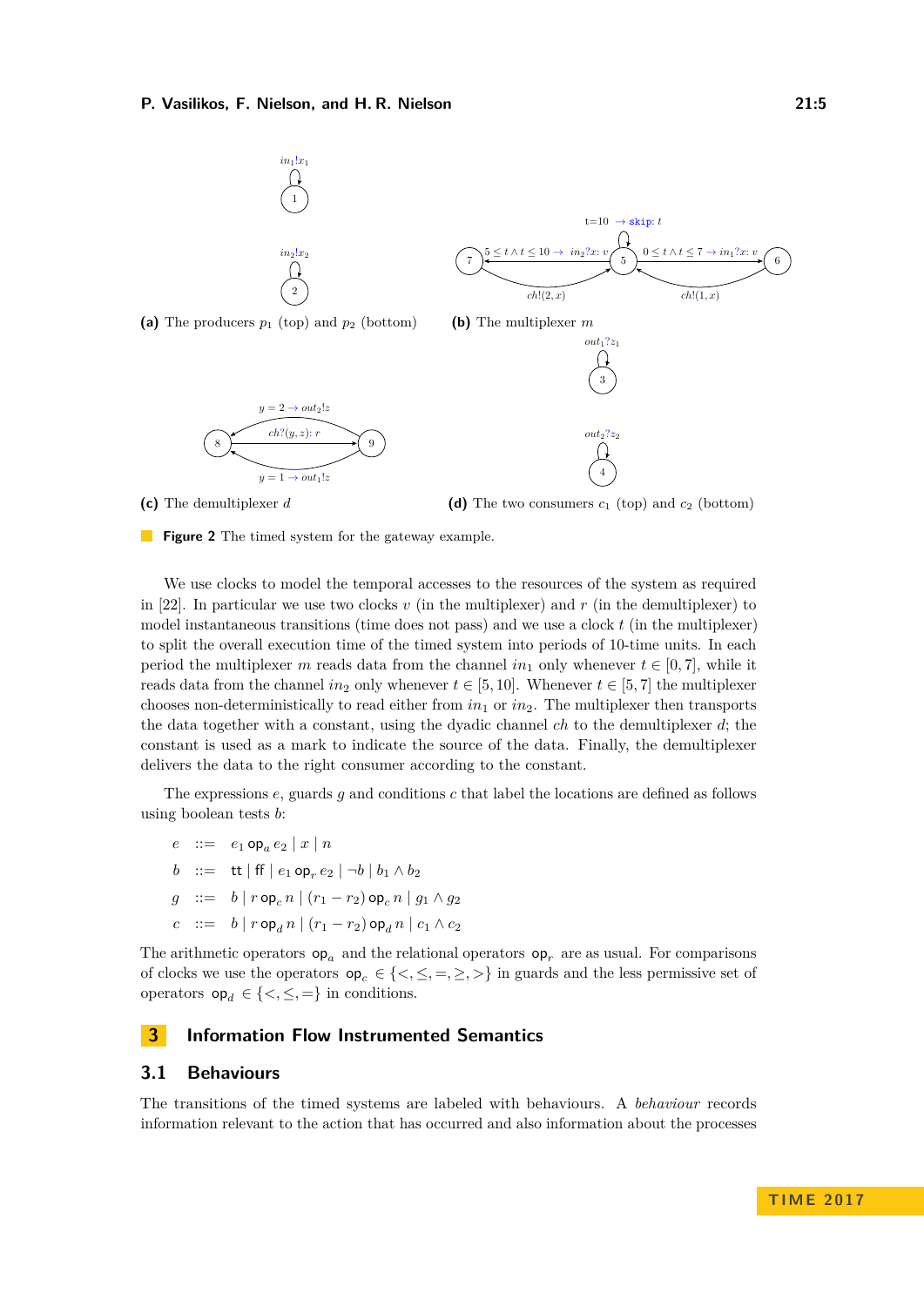(a) The producers $p_1$ (top) and $p_2$ (bottom)

(b) The multiplexer $m$

(c) The demultiplexer $d$

(d) The two consumers $c_1$ (top) and $c_2$ (bottom)

**Figure 2** The timed system for the gateway example.

We use clocks to model the temporal accesses to the resources of the system as required in [22]. In particular we use two clocks $v$ (in the multiplexer) and $r$ (in the demultiplexer) to model instantaneous transitions (time does not pass) and we use a clock $t$ (in the multiplexer) to split the overall execution time of the timed system into periods of 10-time units. In each period the multiplexer $m$ reads data from the channel $in_1$ only whenever $t \in [0, 7]$, while it reads data from the channel $in_2$ only whenever $t \in [5, 10]$. Whenever $t \in [5, 7]$ the multiplexer chooses non-deterministically to read either from $in_1$ or $in_2$. The multiplexer then transports the data together with a constant, using the dyadic channel $ch$ to the demultiplexer $d$; the constant is used as a mark to indicate the source of the data. Finally, the demultiplexer delivers the data to the right consumer according to the constant.

The expressions $e$, guards $g$ and conditions $c$ that label the locations are defined as follows using boolean tests $b$:

$$
\begin{aligned}
e &::= e_1 \, \mathsf{op}_a \, e_2 \mid x \mid n \\
b &::= \mathsf{tt} \mid \mathsf{ff} \mid e_1 \, \mathsf{op}_r \, e_2 \mid \neg b \mid b_1 \wedge b_2 \\
g &::= b \mid r \, \mathsf{op}_c \, n \mid (r_1 - r_2) \, \mathsf{op}_c \, n \mid g_1 \wedge g_2 \\
c &::= b \mid r \, \mathsf{op}_d \, n \mid (r_1 - r_2) \, \mathsf{op}_d \, n \mid c_1 \wedge c_2
\end{aligned}
$$

The arithmetic operators $\mathsf{op}_a$ and the relational operators $\mathsf{op}_r$ are as usual. For comparisons of clocks we use the operators $\mathsf{op}_c \in \{<, \leq, =, \geq, >\}$ in guards and the less permissive set of operators $\mathsf{op}_d \in \{<, \leq, =\}$ in conditions.

# 3 Information Flow Instrumented Semantics

## 3.1 Behaviours

The transitions of the timed systems are labeled with behaviours. A *behaviour* records information relevant to the action that has occurred and also information about the processes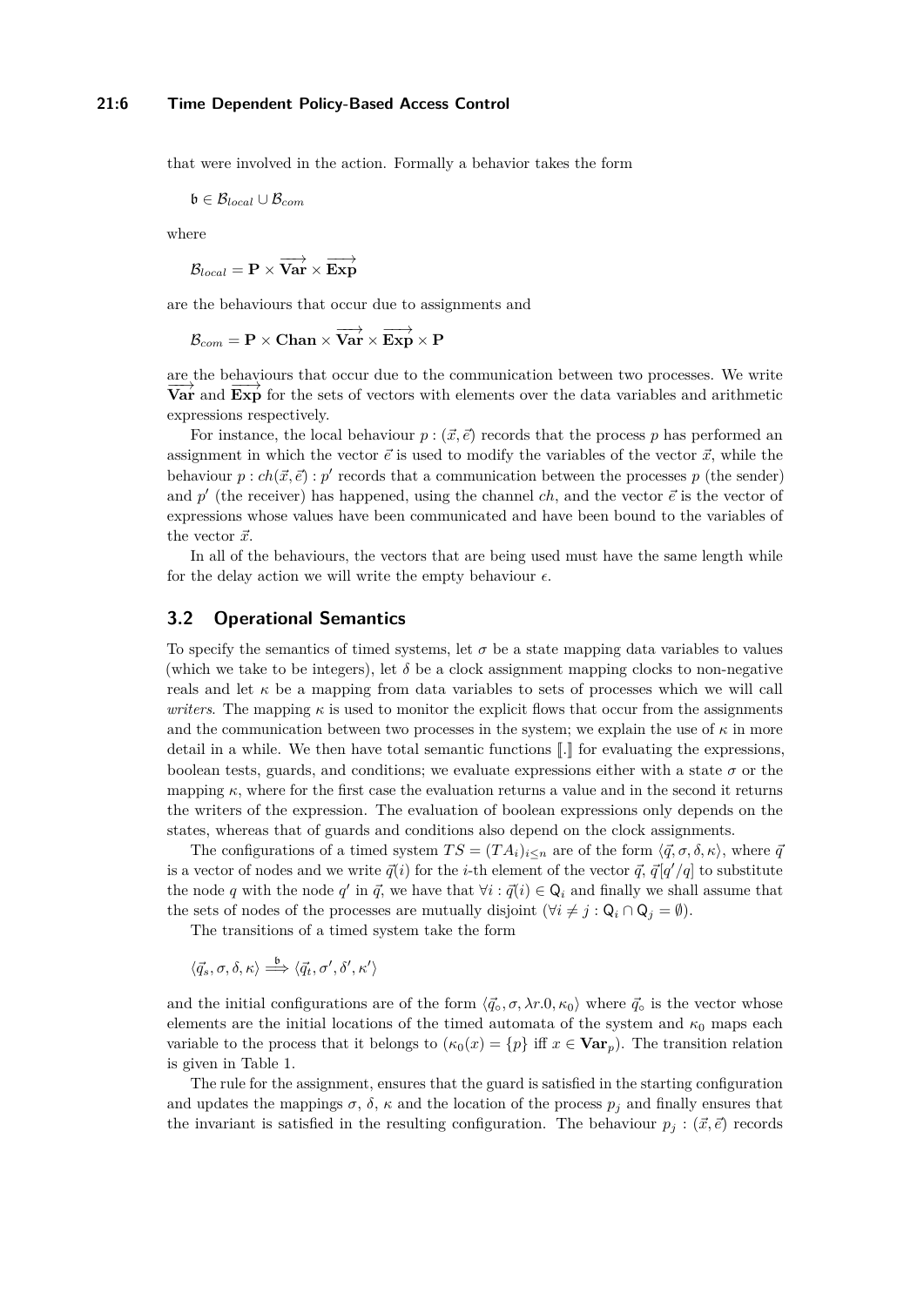that were involved in the action. Formally a behavior takes the form

$$\mathfrak{b} \in \mathcal{B}_{local} \cup \mathcal{B}_{com}$$

where

$$\mathcal{B}_{local} = \mathbf{P} \times \overrightarrow{\mathbf{Var}} \times \overrightarrow{\mathbf{Exp}}$$

are the behaviours that occur due to assignments and

$$\mathcal{B}_{com} = \mathbf{P} \times \mathbf{Chan} \times \overrightarrow{\mathbf{Var}} \times \overrightarrow{\mathbf{Exp}} \times \mathbf{P}$$

are the behaviours that occur due to the communication between two processes. We write $\overrightarrow{\mathbf{Var}}$ and $\overrightarrow{\mathbf{Exp}}$ for the sets of vectors with elements over the data variables and arithmetic expressions respectively.

For instance, the local behaviour $p : (\vec{x}, \vec{e})$ records that the process $p$ has performed an assignment in which the vector $\vec{e}$ is used to modify the variables of the vector $\vec{x}$, while the behaviour $p : ch(\vec{x}, \vec{e}) : p'$ records that a communication between the processes $p$ (the sender) and $p'$ (the receiver) has happened, using the channel $ch$, and the vector $\vec{e}$ is the vector of expressions whose values have been communicated and have been bound to the variables of the vector $\vec{x}$.

In all of the behaviours, the vectors that are being used must have the same length while for the delay action we will write the empty behaviour $\epsilon$.

## 3.2 Operational Semantics

To specify the semantics of timed systems, let $\sigma$ be a state mapping data variables to values (which we take to be integers), let $\delta$ be a clock assignment mapping clocks to non-negative reals and let $\kappa$ be a mapping from data variables to sets of processes which we will call *writers*. The mapping $\kappa$ is used to monitor the explicit flows that occur from the assignments and the communication between two processes in the system; we explain the use of $\kappa$ in more detail in a while. We then have total semantic functions $[\![.]\!]$ for evaluating the expressions, boolean tests, guards, and conditions; we evaluate expressions either with a state $\sigma$ or the mapping $\kappa$, where for the first case the evaluation returns a value and in the second it returns the writers of the expression. The evaluation of boolean expressions only depends on the states, whereas that of guards and conditions also depend on the clock assignments.

The configurations of a timed system $TS = (TA_i)_{i \leq n}$ are of the form $\langle \vec{q}, \sigma, \delta, \kappa \rangle$, where $\vec{q}$ is a vector of nodes and we write $\vec{q}(i)$ for the $i$-th element of the vector $\vec{q}$, $\vec{q}[q'/q]$ to substitute the node $q$ with the node $q'$ in $\vec{q}$, we have that $\forall i : \vec{q}(i) \in \mathsf{Q}_i$ and finally we shall assume that the sets of nodes of the processes are mutually disjoint ($\forall i \neq j : \mathsf{Q}_i \cap \mathsf{Q}_j = \emptyset$).

The transitions of a timed system take the form

$$\langle \vec{q}_s, \sigma, \delta, \kappa \rangle \overset{\mathfrak{b}}{\Longrightarrow} \langle \vec{q}_t, \sigma', \delta', \kappa' \rangle$$

and the initial configurations are of the form $\langle \vec{q}_\circ, \sigma, \lambda r.0, \kappa_0 \rangle$ where $\vec{q}_\circ$ is the vector whose elements are the initial locations of the timed automata of the system and $\kappa_0$ maps each variable to the process that it belongs to ($\kappa_0(x) = \{p\}$ iff $x \in \mathbf{Var}_p$). The transition relation is given in Table 1.

The rule for the assignment, ensures that the guard is satisfied in the starting configuration and updates the mappings $\sigma$, $\delta$, $\kappa$ and the location of the process $p_j$ and finally ensures that the invariant is satisfied in the resulting configuration. The behaviour $p_j : (\vec{x}, \vec{e})$ records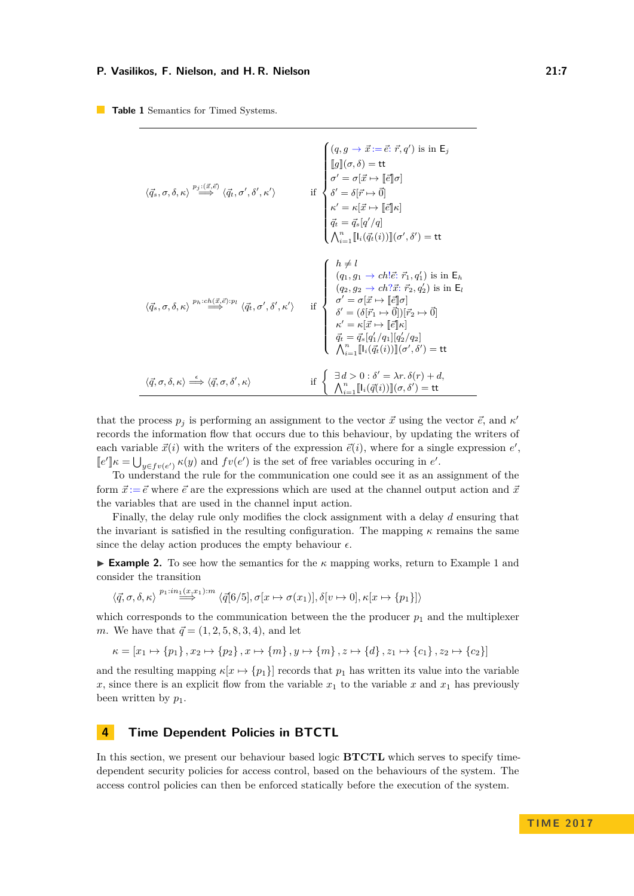**Table 1** Semantics for Timed Systems.

$$\langle \vec{q}_s, \sigma, \delta, \kappa \rangle \overset{p_j:(\vec{x},\vec{e})}{\Longrightarrow} \langle \vec{q}_t, \sigma', \delta', \kappa' \rangle \quad \text{if} \begin{cases} (q, g \rightarrow \vec{x} := \vec{e} \colon \vec{r}, q') \text{ is in } \mathsf{E}_j \\ [\![g]\!](\sigma, \delta) = \mathsf{tt} \\ \sigma' = \sigma[\vec{x} \mapsto [\![\vec{e}]\!]\sigma] \\ \delta' = \delta[\vec{r} \mapsto \vec{0}] \\ \kappa' = \kappa[\vec{x} \mapsto [\![\vec{e}]\!]\kappa] \\ \vec{q}_t = \vec{q}_s[q'/q] \\ \bigwedge_{i=1}^{n} [\![\mathsf{I}_i(\vec{q}_t(i))]\!](\sigma', \delta') = \mathsf{tt} \end{cases}$$

$$\langle \vec{q}_s, \sigma, \delta, \kappa \rangle \overset{p_h:ch(\vec{x},\vec{e}):p_l}{\Longrightarrow} \langle \vec{q}_t, \sigma', \delta', \kappa' \rangle \quad \text{if} \begin{cases} h \neq l \\ (q_1, g_1 \rightarrow ch!\vec{e} \colon \vec{r}_1, q_1') \text{ is in } \mathsf{E}_h \\ (q_2, g_2 \rightarrow ch?\vec{x} \colon \vec{r}_2, q_2') \text{ is in } \mathsf{E}_l \\ \sigma' = \sigma[\vec{x} \mapsto [\![\vec{e}]\!]\sigma] \\ \delta' = (\delta[\vec{r}_1 \mapsto \vec{0}])[\vec{r}_2 \mapsto \vec{0}] \\ \kappa' = \kappa[\vec{x} \mapsto [\![\vec{e}]\!]\kappa] \\ \vec{q}_t = \vec{q}_s[q_1'/q_1][q_2'/q_2] \\ \bigwedge_{i=1}^{n} [\![\mathsf{I}_i(\vec{q}_t(i))]\!](\sigma', \delta') = \mathsf{tt} \end{cases}$$

$$\langle \vec{q}, \sigma, \delta, \kappa \rangle \overset{\epsilon}{\Longrightarrow} \langle \vec{q}, \sigma, \delta', \kappa \rangle \quad \text{if} \begin{cases} \exists d > 0 : \delta' = \lambda r.\, \delta(r) + d, \\ \bigwedge_{i=1}^{n} [\![\mathsf{I}_i(\vec{q}(i))]\!](\sigma, \delta') = \mathsf{tt} \end{cases}$$

that the process $p_j$ is performing an assignment to the vector $\vec{x}$ using the vector $\vec{e}$, and $\kappa'$ records the information flow that occurs due to this behaviour, by updating the writers of each variable $\vec{x}(i)$ with the writers of the expression $\vec{e}(i)$, where for a single expression $e'$, $[\![e']\!]\kappa = \bigcup_{y \in fv(e')} \kappa(y)$ and $fv(e')$ is the set of free variables occuring in $e'$.

To understand the rule for the communication one could see it as an assignment of the form $\vec{x} := \vec{e}$ where $\vec{e}$ are the expressions which are used at the channel output action and $\vec{x}$ the variables that are used in the channel input action.

Finally, the delay rule only modifies the clock assignment with a delay $d$ ensuring that the invariant is satisfied in the resulting configuration. The mapping $\kappa$ remains the same since the delay action produces the empty behaviour $\epsilon$.

▶ **Example 2.** To see how the semantics for the $\kappa$ mapping works, return to Example 1 and consider the transition

$$\langle \vec{q}, \sigma, \delta, \kappa \rangle \overset{p_1:in_1(x,x_1):m}{\Longrightarrow} \langle \vec{q}[6/5], \sigma[x \mapsto \sigma(x_1)], \delta[v \mapsto 0], \kappa[x \mapsto \{p_1\}] \rangle$$

which corresponds to the communication between the the producer $p_1$ and the multiplexer $m$. We have that $\vec{q} = (1, 2, 5, 8, 3, 4)$, and let

$$\kappa = [x_1 \mapsto \{p_1\}, x_2 \mapsto \{p_2\}, x \mapsto \{m\}, y \mapsto \{m\}, z \mapsto \{d\}, z_1 \mapsto \{c_1\}, z_2 \mapsto \{c_2\}]$$

and the resulting mapping $\kappa[x \mapsto \{p_1\}]$ records that $p_1$ has written its value into the variable $x$, since there is an explicit flow from the variable $x_1$ to the variable $x$ and $x_1$ has previously been written by $p_1$.

## 4 Time Dependent Policies in BTCTL

In this section, we present our behaviour based logic **BTCTL** which serves to specify time-dependent security policies for access control, based on the behaviours of the system. The access control policies can then be enforced statically before the execution of the system.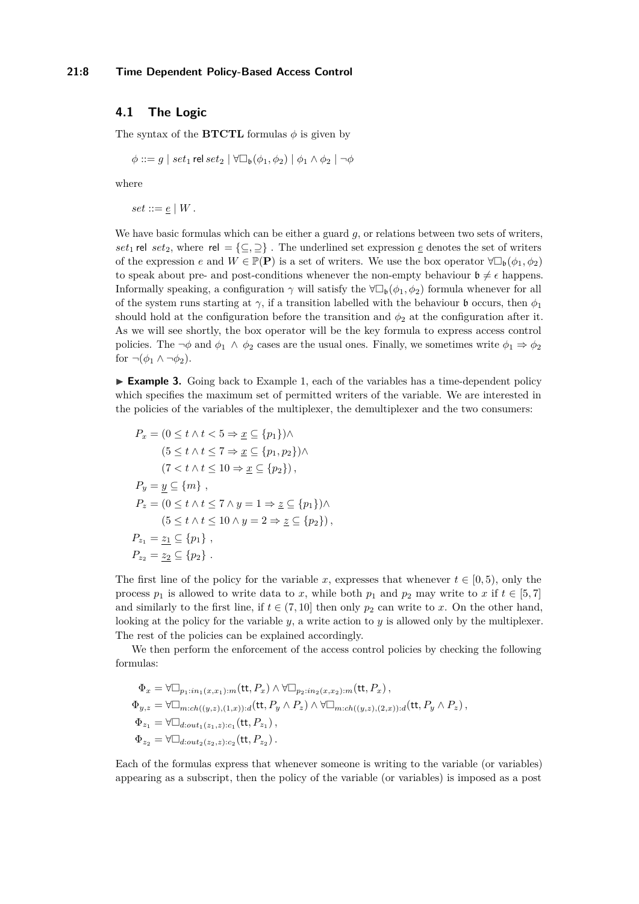### 4.1 The Logic

The syntax of the **BTCTL** formulas $\phi$ is given by

$$\phi ::= g \mid set_1 \,\mathsf{rel}\, set_2 \mid \forall\Box_{\mathfrak{b}}(\phi_1, \phi_2) \mid \phi_1 \wedge \phi_2 \mid \neg\phi$$

where

$$set ::= \underline{e} \mid W \,.$$

We have basic formulas which can be either a guard $g$, or relations between two sets of writers, $set_1 \,\mathsf{rel}\; set_2$, where $\mathsf{rel} = \{\subseteq, \supseteq\}$ . The underlined set expression $\underline{e}$ denotes the set of writers of the expression $e$ and $W \in \mathbb{P}(\mathbf{P})$ is a set of writers. We use the box operator $\forall\Box_{\mathfrak{b}}(\phi_1, \phi_2)$ to speak about pre- and post-conditions whenever the non-empty behaviour $\mathfrak{b} \neq \epsilon$ happens. Informally speaking, a configuration $\gamma$ will satisfy the $\forall\Box_{\mathfrak{b}}(\phi_1, \phi_2)$ formula whenever for all of the system runs starting at $\gamma$, if a transition labelled with the behaviour $\mathfrak{b}$ occurs, then $\phi_1$ should hold at the configuration before the transition and $\phi_2$ at the configuration after it. As we will see shortly, the box operator will be the key formula to express access control policies. The $\neg\phi$ and $\phi_1 \wedge \phi_2$ cases are the usual ones. Finally, we sometimes write $\phi_1 \Rightarrow \phi_2$ for $\neg(\phi_1 \wedge \neg\phi_2)$.

▶ **Example 3.** Going back to Example 1, each of the variables has a time-dependent policy which specifies the maximum set of permitted writers of the variable. We are interested in the policies of the variables of the multiplexer, the demultiplexer and the two consumers:

$$\begin{aligned}
P_x &= (0 \leq t \wedge t < 5 \Rightarrow \underline{x} \subseteq \{p_1\}) \wedge \\
&\quad\; (5 \leq t \wedge t \leq 7 \Rightarrow \underline{x} \subseteq \{p_1, p_2\}) \wedge \\
&\quad\; (7 < t \wedge t \leq 10 \Rightarrow \underline{x} \subseteq \{p_2\})\,, \\
P_y &= \underline{y} \subseteq \{m\}\;, \\
P_z &= (0 \leq t \wedge t \leq 7 \wedge y = 1 \Rightarrow \underline{z} \subseteq \{p_1\}) \wedge \\
&\quad\; (5 \leq t \wedge t \leq 10 \wedge y = 2 \Rightarrow \underline{z} \subseteq \{p_2\})\,, \\
P_{z_1} &= \underline{z_1} \subseteq \{p_1\}\;, \\
P_{z_2} &= \underline{z_2} \subseteq \{p_2\}\;.
\end{aligned}$$

The first line of the policy for the variable $x$, expresses that whenever $t \in [0, 5)$, only the process $p_1$ is allowed to write data to $x$, while both $p_1$ and $p_2$ may write to $x$ if $t \in [5, 7]$ and similarly to the first line, if $t \in (7, 10]$ then only $p_2$ can write to $x$. On the other hand, looking at the policy for the variable $y$, a write action to $y$ is allowed only by the multiplexer. The rest of the policies can be explained accordingly.

We then perform the enforcement of the access control policies by checking the following formulas:

$$\begin{aligned}
\Phi_x &= \forall\Box_{p_1:in_1(x,x_1):m}(\mathsf{tt}, P_x) \wedge \forall\Box_{p_2:in_2(x,x_2):m}(\mathsf{tt}, P_x)\,, \\
\Phi_{y,z} &= \forall\Box_{m:ch((y,z),(1,x)):d}(\mathsf{tt}, P_y \wedge P_z) \wedge \forall\Box_{m:ch((y,z),(2,x)):d}(\mathsf{tt}, P_y \wedge P_z)\,, \\
\Phi_{z_1} &= \forall\Box_{d:out_1(z_1,z):c_1}(\mathsf{tt}, P_{z_1})\,, \\
\Phi_{z_2} &= \forall\Box_{d:out_2(z_2,z):c_2}(\mathsf{tt}, P_{z_2})\,.
\end{aligned}$$

Each of the formulas express that whenever someone is writing to the variable (or variables) appearing as a subscript, then the policy of the variable (or variables) is imposed as a post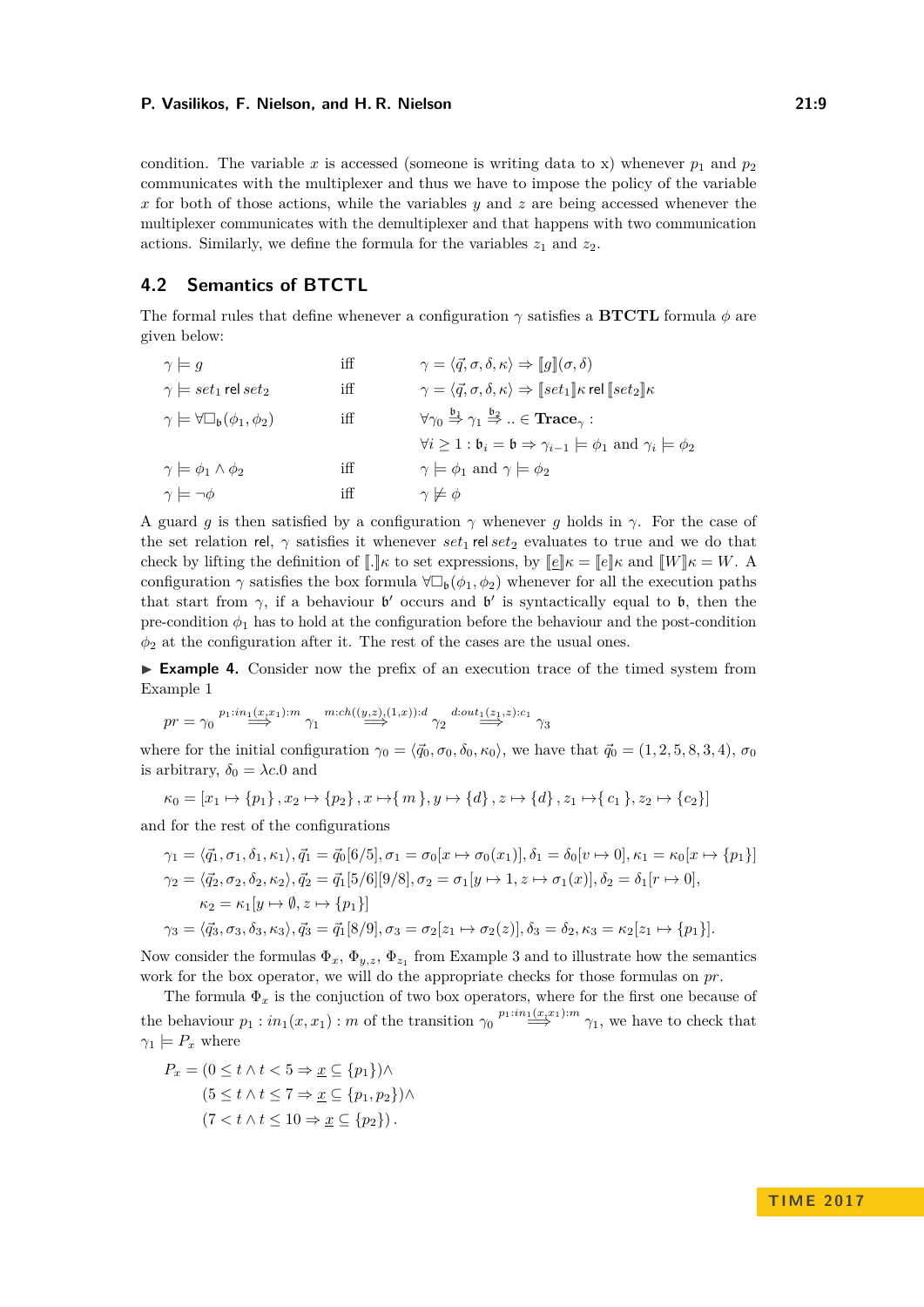condition. The variable $x$ is accessed (someone is writing data to x) whenever $p_1$ and $p_2$ communicates with the multiplexer and thus we have to impose the policy of the variable $x$ for both of those actions, while the variables $y$ and $z$ are being accessed whenever the multiplexer communicates with the demultiplexer and that happens with two communication actions. Similarly, we define the formula for the variables $z_1$ and $z_2$.

## 4.2 Semantics of BTCTL

The formal rules that define whenever a configuration $\gamma$ satisfies a **BTCTL** formula $\phi$ are given below:

$$
\begin{array}{lll}
\gamma \models g & \text{iff} & \gamma = \langle \vec{q}, \sigma, \delta, \kappa \rangle \Rightarrow [\![g]\!](\sigma, \delta) \\
\gamma \models set_1 \,\mathsf{rel}\, set_2 & \text{iff} & \gamma = \langle \vec{q}, \sigma, \delta, \kappa \rangle \Rightarrow [\![set_1]\!]\kappa \,\mathsf{rel}\, [\![set_2]\!]\kappa \\
\gamma \models \forall\Box_{\mathfrak{b}}(\phi_1, \phi_2) & \text{iff} & \forall \gamma_0 \overset{\mathfrak{b}_1}{\Rightarrow} \gamma_1 \overset{\mathfrak{b}_2}{\Rightarrow} .. \in \mathbf{Trace}_\gamma : \\
 & & \forall i \geq 1 : \mathfrak{b}_i = \mathfrak{b} \Rightarrow \gamma_{i-1} \models \phi_1 \text{ and } \gamma_i \models \phi_2 \\
\gamma \models \phi_1 \land \phi_2 & \text{iff} & \gamma \models \phi_1 \text{ and } \gamma \models \phi_2 \\
\gamma \models \neg\phi & \text{iff} & \gamma \not\models \phi
\end{array}
$$

A guard $g$ is then satisfied by a configuration $\gamma$ whenever $g$ holds in $\gamma$. For the case of the set relation rel, $\gamma$ satisfies it whenever $set_1 \,\mathsf{rel}\, set_2$ evaluates to true and we do that check by lifting the definition of $[\![.]\!]\kappa$ to set expressions, by $[\![\underline{e}]\!]\kappa = [\![e]\!]\kappa$ and $[\![W]\!]\kappa = W$. A configuration $\gamma$ satisfies the box formula $\forall\Box_{\mathfrak{b}}(\phi_1, \phi_2)$ whenever for all the execution paths that start from $\gamma$, if a behaviour $\mathfrak{b}'$ occurs and $\mathfrak{b}'$ is syntactically equal to $\mathfrak{b}$, then the pre-condition $\phi_1$ has to hold at the configuration before the behaviour and the post-condition $\phi_2$ at the configuration after it. The rest of the cases are the usual ones.

▶ **Example 4.** Consider now the prefix of an execution trace of the timed system from Example 1

$$
pr = \gamma_0 \overset{p_1:in_1(x,x_1):m}{\Longrightarrow} \gamma_1 \overset{m:ch((y,z),(1,x)):d}{\Longrightarrow} \gamma_2 \overset{d:out_1(z_1,z):c_1}{\Longrightarrow} \gamma_3
$$

where for the initial configuration $\gamma_0 = \langle \vec{q}_0, \sigma_0, \delta_0, \kappa_0 \rangle$, we have that $\vec{q}_0 = (1, 2, 5, 8, 3, 4)$, $\sigma_0$ is arbitrary, $\delta_0 = \lambda c.0$ and

$$
\kappa_0 = [x_1 \mapsto \{p_1\}, x_2 \mapsto \{p_2\}, x \mapsto \{m\}, y \mapsto \{d\}, z \mapsto \{d\}, z_1 \mapsto \{c_1\}, z_2 \mapsto \{c_2\}]
$$

and for the rest of the configurations

$$
\begin{aligned}
\gamma_1 &= \langle \vec{q}_1, \sigma_1, \delta_1, \kappa_1 \rangle, \vec{q}_1 = \vec{q}_0[6/5], \sigma_1 = \sigma_0[x \mapsto \sigma_0(x_1)], \delta_1 = \delta_0[v \mapsto 0], \kappa_1 = \kappa_0[x \mapsto \{p_1\}] \\
\gamma_2 &= \langle \vec{q}_2, \sigma_2, \delta_2, \kappa_2 \rangle, \vec{q}_2 = \vec{q}_1[5/6][9/8], \sigma_2 = \sigma_1[y \mapsto 1, z \mapsto \sigma_1(x)], \delta_2 = \delta_1[r \mapsto 0], \\
&\quad \kappa_2 = \kappa_1[y \mapsto \emptyset, z \mapsto \{p_1\}] \\
\gamma_3 &= \langle \vec{q}_3, \sigma_3, \delta_3, \kappa_3 \rangle, \vec{q}_3 = \vec{q}_1[8/9], \sigma_3 = \sigma_2[z_1 \mapsto \sigma_2(z)], \delta_3 = \delta_2, \kappa_3 = \kappa_2[z_1 \mapsto \{p_1\}].
\end{aligned}
$$

Now consider the formulas $\Phi_x$, $\Phi_{y,z}$, $\Phi_{z_1}$ from Example 3 and to illustrate how the semantics work for the box operator, we will do the appropriate checks for those formulas on $pr$.

The formula $\Phi_x$ is the conjuction of two box operators, where for the first one because of the behaviour $p_1 : in_1(x, x_1) : m$ of the transition $\gamma_0 \overset{p_1:in_1(x,x_1):m}{\Longrightarrow} \gamma_1$, we have to check that $\gamma_1 \models P_x$ where

$$
\begin{aligned}
P_x = &(0 \leq t \land t < 5 \Rightarrow \underline{x} \subseteq \{p_1\}) \land \\
&(5 \leq t \land t \leq 7 \Rightarrow \underline{x} \subseteq \{p_1, p_2\}) \land \\
&(7 < t \land t \leq 10 \Rightarrow \underline{x} \subseteq \{p_2\}).
\end{aligned}
$$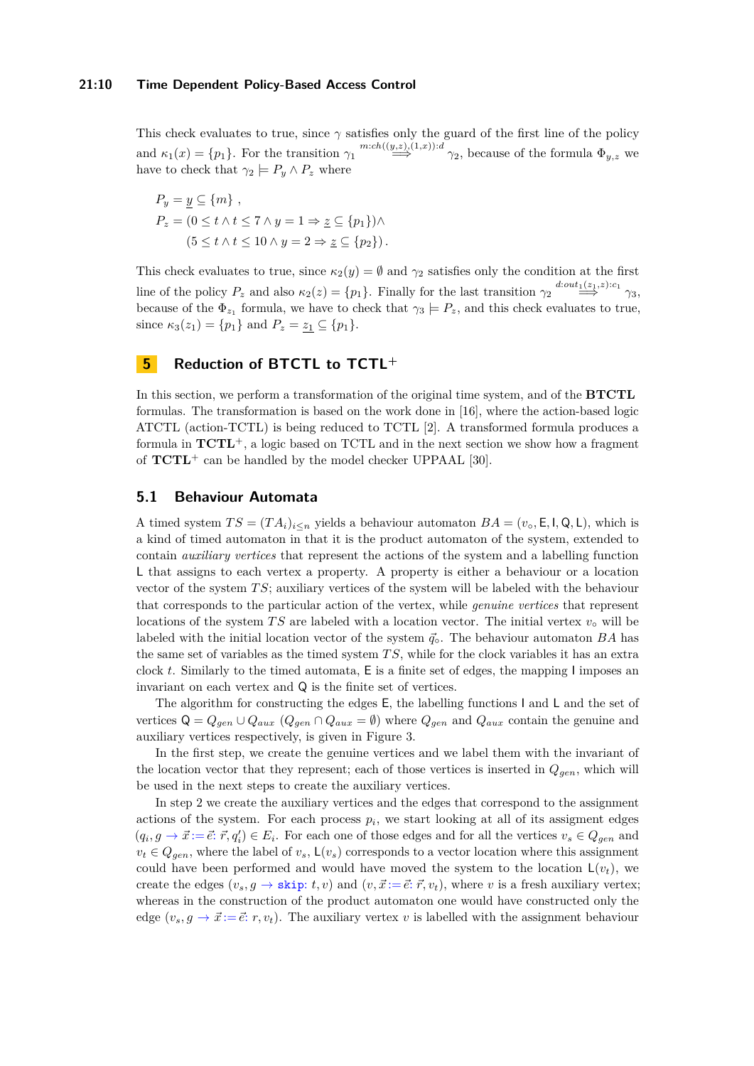This check evaluates to true, since $\gamma$ satisfies only the guard of the first line of the policy and $\kappa_1(x) = \{p_1\}$. For the transition $\gamma_1 \overset{m:ch((y,z),(1,x)):d}{\Longrightarrow} \gamma_2$, because of the formula $\Phi_{y,z}$ we have to check that $\gamma_2 \models P_y \wedge P_z$ where

$$
\begin{aligned}
P_y &= \underline{y} \subseteq \{m\} \;, \\
P_z &= (0 \leq t \wedge t \leq 7 \wedge y = 1 \Rightarrow \underline{z} \subseteq \{p_1\}) \wedge \\
&\quad\;(5 \leq t \wedge t \leq 10 \wedge y = 2 \Rightarrow \underline{z} \subseteq \{p_2\}) \,.
\end{aligned}
$$

This check evaluates to true, since $\kappa_2(y) = \emptyset$ and $\gamma_2$ satisfies only the condition at the first line of the policy $P_z$ and also $\kappa_2(z) = \{p_1\}$. Finally for the last transition $\gamma_2 \overset{d:out_1(\underline{z_1},z):c_1}{\Longrightarrow} \gamma_3$, because of the $\Phi_{z_1}$ formula, we have to check that $\gamma_3 \models P_z$, and this check evaluates to true, since $\kappa_3(z_1) = \{p_1\}$ and $P_z = \underline{z_1} \subseteq \{p_1\}$.

# 5 Reduction of BTCTL to TCTL$^+$

In this section, we perform a transformation of the original time system, and of the **BTCTL** formulas. The transformation is based on the work done in [16], where the action-based logic ATCTL (action-TCTL) is being reduced to TCTL [2]. A transformed formula produces a formula in **TCTL**$^+$, a logic based on TCTL and in the next section we show how a fragment of **TCTL**$^+$ can be handled by the model checker UPPAAL [30].

## 5.1 Behaviour Automata

A timed system $TS = (TA_i)_{i \leq n}$ yields a behaviour automaton $BA = (v_\circ, \mathsf{E}, \mathsf{I}, \mathsf{Q}, \mathsf{L})$, which is a kind of timed automaton in that it is the product automaton of the system, extended to contain *auxiliary vertices* that represent the actions of the system and a labelling function $\mathsf{L}$ that assigns to each vertex a property. A property is either a behaviour or a location vector of the system $TS$; auxiliary vertices of the system will be labeled with the behaviour that corresponds to the particular action of the vertex, while *genuine vertices* that represent locations of the system $TS$ are labeled with a location vector. The initial vertex $v_\circ$ will be labeled with the initial location vector of the system $\vec{q}_\circ$. The behaviour automaton $BA$ has the same set of variables as the timed system $TS$, while for the clock variables it has an extra clock $t$. Similarly to the timed automata, $\mathsf{E}$ is a finite set of edges, the mapping $\mathsf{I}$ imposes an invariant on each vertex and $\mathsf{Q}$ is the finite set of vertices.

The algorithm for constructing the edges $\mathsf{E}$, the labelling functions $\mathsf{I}$ and $\mathsf{L}$ and the set of vertices $\mathsf{Q} = Q_{gen} \cup Q_{aux}$ ($Q_{gen} \cap Q_{aux} = \emptyset$) where $Q_{gen}$ and $Q_{aux}$ contain the genuine and auxiliary vertices respectively, is given in Figure 3.

In the first step, we create the genuine vertices and we label them with the invariant of the location vector that they represent; each of those vertices is inserted in $Q_{gen}$, which will be used in the next steps to create the auxiliary vertices.

In step 2 we create the auxiliary vertices and the edges that correspond to the assignment actions of the system. For each process $p_i$, we start looking at all of its assignment edges $(q_i, g \rightarrow \vec{x} := \vec{e}\colon \vec{r}, q_i') \in E_i$. For each one of those edges and for all the vertices $v_s \in Q_{gen}$ and $v_t \in Q_{gen}$, where the label of $v_s$, $\mathsf{L}(v_s)$ corresponds to a vector location where this assignment could have been performed and would have moved the system to the location $\mathsf{L}(v_t)$, we create the edges $(v_s, g \rightarrow \texttt{skip}\colon t, v)$ and $(v, \vec{x} := \vec{e}\colon \vec{r}, v_t)$, where $v$ is a fresh auxiliary vertex; whereas in the construction of the product automaton one would have constructed only the edge $(v_s, g \rightarrow \vec{x} := \vec{e}\colon r, v_t)$. The auxiliary vertex $v$ is labelled with the assignment behaviour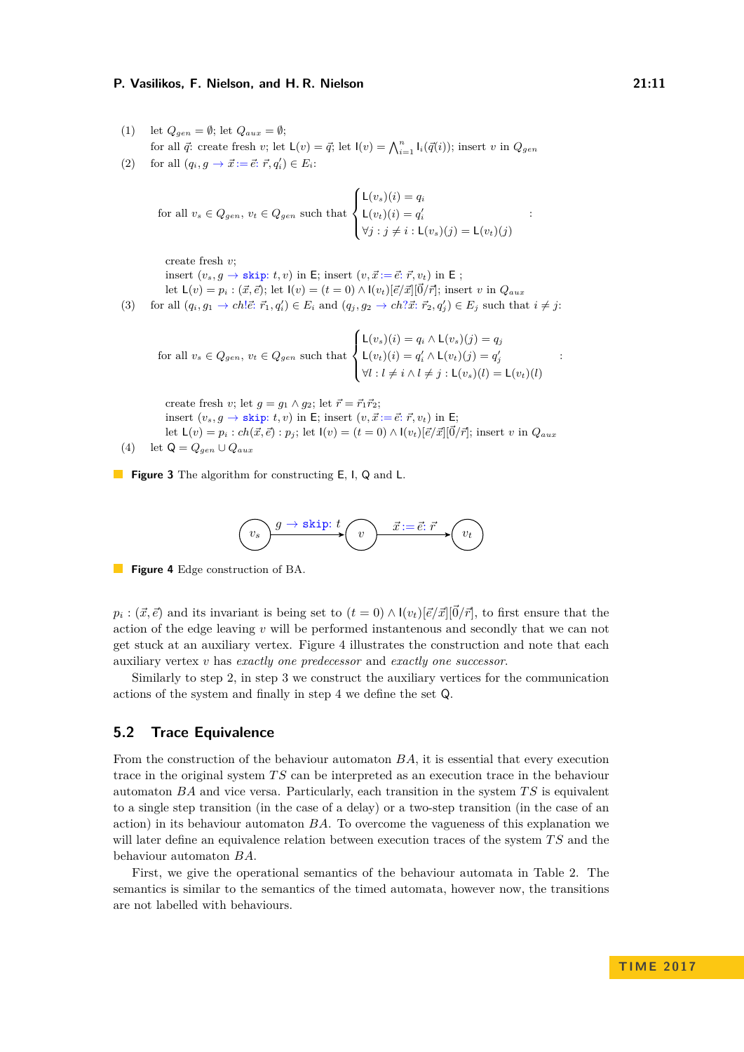(1) let $Q_{gen} = \emptyset$; let $Q_{aux} = \emptyset$;
for all $\vec{q}$: create fresh $v$; let $\mathsf{L}(v) = \vec{q}$; let $\mathsf{I}(v) = \bigwedge_{i=1}^{n} \mathsf{I}_i(\vec{q}(i))$; insert $v$ in $Q_{gen}$

(2) for all $(q_i, g \rightarrow \vec{x} := \vec{e}\colon \vec{r}, q_i') \in E_i$:

for all $v_s \in Q_{gen}$, $v_t \in Q_{gen}$ such that $\begin{cases} \mathsf{L}(v_s)(i) = q_i \\ \mathsf{L}(v_t)(i) = q_i' \\ \forall j : j \neq i : \mathsf{L}(v_s)(j) = \mathsf{L}(v_t)(j) \end{cases}$ :

create fresh $v$;
insert $(v_s, g \rightarrow \texttt{skip}\colon t, v)$ in $\mathsf{E}$; insert $(v, \vec{x} := \vec{e}\colon \vec{r}, v_t)$ in $\mathsf{E}$ ;
let $\mathsf{L}(v) = p_i : (\vec{x}, \vec{e})$; let $\mathsf{I}(v) = (t = 0) \wedge \mathsf{I}(v_t)[\vec{e}/\vec{x}][\vec{0}/\vec{r}]$; insert $v$ in $Q_{aux}$

(3) for all $(q_i, g_1 \rightarrow ch!\vec{e}\colon \vec{r}_1, q_i') \in E_i$ and $(q_j, g_2 \rightarrow ch?\vec{x}\colon \vec{r}_2, q_j') \in E_j$ such that $i \neq j$:

for all $v_s \in Q_{gen}$, $v_t \in Q_{gen}$ such that $\begin{cases} \mathsf{L}(v_s)(i) = q_i \wedge \mathsf{L}(v_s)(j) = q_j \\ \mathsf{L}(v_t)(i) = q_i' \wedge \mathsf{L}(v_t)(j) = q_j' \\ \forall l : l \neq i \wedge l \neq j : \mathsf{L}(v_s)(l) = \mathsf{L}(v_t)(l) \end{cases}$ :

create fresh $v$; let $g = g_1 \wedge g_2$; let $\vec{r} = \vec{r}_1\vec{r}_2$;
insert $(v_s, g \rightarrow \texttt{skip}\colon t, v)$ in $\mathsf{E}$; insert $(v, \vec{x} := \vec{e}\colon \vec{r}, v_t)$ in $\mathsf{E}$;
let $\mathsf{L}(v) = p_i : ch(\vec{x}, \vec{e}) : p_j$; let $\mathsf{I}(v) = (t = 0) \wedge \mathsf{I}(v_t)[\vec{e}/\vec{x}][\vec{0}/\vec{r}]$; insert $v$ in $Q_{aux}$

(4) let $\mathsf{Q} = Q_{gen} \cup Q_{aux}$

**Figure 3** The algorithm for constructing $\mathsf{E}$, $\mathsf{I}$, $\mathsf{Q}$ and $\mathsf{L}$.

$$v_s \xrightarrow{g \rightarrow \texttt{skip}\colon t} v \xrightarrow{\vec{x} := \vec{e}\colon \vec{r}} v_t$$

**Figure 4** Edge construction of BA.

$p_i : (\vec{x}, \vec{e})$ and its invariant is being set to $(t = 0) \wedge \mathsf{I}(v_t)[\vec{e}/\vec{x}][\vec{0}/\vec{r}]$, to first ensure that the action of the edge leaving $v$ will be performed instantaneous and secondly that we can not get stuck at an auxiliary vertex. Figure 4 illustrates the construction and note that each auxiliary vertex $v$ has *exactly one predecessor* and *exactly one successor*.

Similarly to step 2, in step 3 we construct the auxiliary vertices for the communication actions of the system and finally in step 4 we define the set $\mathsf{Q}$.

## 5.2 Trace Equivalence

From the construction of the behaviour automaton $BA$, it is essential that every execution trace in the original system $TS$ can be interpreted as an execution trace in the behaviour automaton $BA$ and vice versa. Particularly, each transition in the system $TS$ is equivalent to a single step transition (in the case of a delay) or a two-step transition (in the case of an action) in its behaviour automaton $BA$. To overcome the vagueness of this explanation we will later define an equivalence relation between execution traces of the system $TS$ and the behaviour automaton $BA$.

First, we give the operational semantics of the behaviour automata in Table 2. The semantics is similar to the semantics of the timed automata, however now, the transitions are not labelled with behaviours.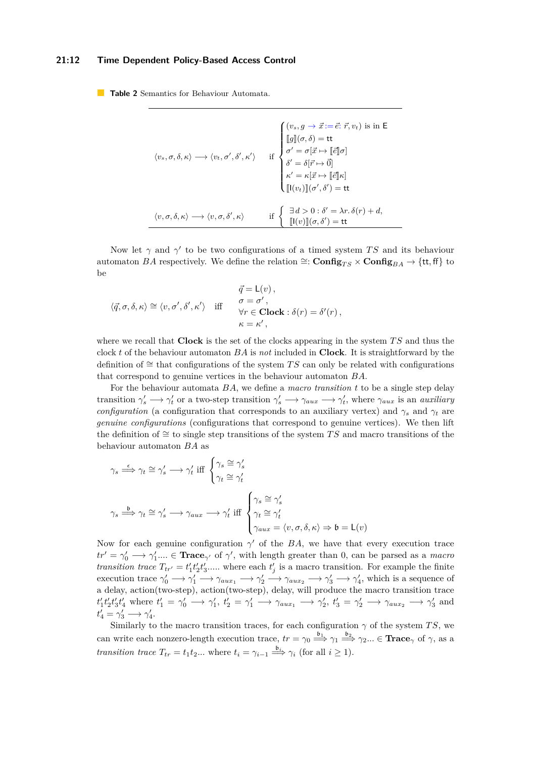**Table 2** Semantics for Behaviour Automata.

$$\langle v_s, \sigma, \delta, \kappa\rangle \longrightarrow \langle v_t, \sigma', \delta', \kappa'\rangle \quad \text{if} \begin{cases} (v_s, g \to \vec{x} := \vec{e} \colon \vec{r}, v_t) \text{ is in } \mathsf{E} \\ [\![g]\!](\sigma, \delta) = \mathsf{tt} \\ \sigma' = \sigma[\vec{x} \mapsto [\![\vec{e}]\!]\sigma] \\ \delta' = \delta[\vec{r} \mapsto \vec{0}] \\ \kappa' = \kappa[\vec{x} \mapsto [\![\vec{e}]\!]\kappa] \\ [\![\mathsf{I}(v_t)]\!](\sigma', \delta') = \mathsf{tt} \end{cases}$$

$$\langle v, \sigma, \delta, \kappa\rangle \longrightarrow \langle v, \sigma, \delta', \kappa\rangle \quad \text{if} \begin{cases} \exists\, d > 0 : \delta' = \lambda r.\, \delta(r) + d, \\ [\![\mathsf{I}(v)]\!](\sigma, \delta') = \mathsf{tt} \end{cases}$$

Now let $\gamma$ and $\gamma'$ to be two configurations of a timed system $TS$ and its behaviour automaton $BA$ respectively. We define the relation $\cong$: $\mathbf{Config}_{TS} \times \mathbf{Config}_{BA} \to \{\mathsf{tt}, \mathsf{ff}\}$ to be

$$\langle \vec{q}, \sigma, \delta, \kappa\rangle \cong \langle v, \sigma', \delta', \kappa'\rangle \quad \text{iff} \quad \begin{array}{l} \vec{q} = \mathsf{L}(v)\,, \\ \sigma = \sigma'\,, \\ \forall r \in \mathbf{Clock} : \delta(r) = \delta'(r)\,, \\ \kappa = \kappa'\,, \end{array}$$

where we recall that **Clock** is the set of the clocks appearing in the system $TS$ and thus the clock $t$ of the behaviour automaton $BA$ is *not* included in **Clock**. It is straightforward by the definition of $\cong$ that configurations of the system $TS$ can only be related with configurations that correspond to genuine vertices in the behaviour automaton $BA$.

For the behaviour automata $BA$, we define a *macro transition* $t$ to be a single step delay transition $\gamma'_s \longrightarrow \gamma'_t$ or a two-step transition $\gamma'_s \longrightarrow \gamma_{aux} \longrightarrow \gamma'_t$, where $\gamma_{aux}$ is an *auxiliary configuration* (a configuration that corresponds to an auxiliary vertex) and $\gamma_s$ and $\gamma_t$ are *genuine configurations* (configurations that correspond to genuine vertices). We then lift the definition of $\cong$ to single step transitions of the system $TS$ and macro transitions of the behaviour automaton $BA$ as

$$\gamma_s \stackrel{\epsilon}{\Longrightarrow} \gamma_t \cong \gamma'_s \longrightarrow \gamma'_t \text{ iff } \begin{cases} \gamma_s \cong \gamma'_s \\ \gamma_t \cong \gamma'_t \end{cases}$$

$$\gamma_s \stackrel{\mathfrak{b}}{\Longrightarrow} \gamma_t \cong \gamma'_s \longrightarrow \gamma_{aux} \longrightarrow \gamma'_t \text{ iff } \begin{cases} \gamma_s \cong \gamma'_s \\ \gamma_t \cong \gamma'_t \\ \gamma_{aux} = \langle v, \sigma, \delta, \kappa\rangle \Rightarrow \mathfrak{b} = \mathsf{L}(v) \end{cases}$$

Now for each genuine configuration $\gamma'$ of the $BA$, we have that every execution trace $tr' = \gamma'_0 \longrightarrow \gamma'_1 .... \in \mathbf{Trace}_{\gamma'}$ of $\gamma'$, with length greater than 0, can be parsed as a *macro transition trace* $T_{tr'} = t'_1 t'_2 t'_3 .....$ where each $t'_j$ is a macro transition. For example the finite execution trace $\gamma'_0 \longrightarrow \gamma'_1 \longrightarrow \gamma_{aux_1} \longrightarrow \gamma'_2 \longrightarrow \gamma_{aux_2} \longrightarrow \gamma'_3 \longrightarrow \gamma'_4$, which is a sequence of a delay, action(two-step), action(two-step), delay, will produce the macro transition trace $t'_1 t'_2 t'_3 t'_4$ where $t'_1 = \gamma'_0 \longrightarrow \gamma'_1$, $t'_2 = \gamma'_1 \longrightarrow \gamma_{aux_1} \longrightarrow \gamma'_2$, $t'_3 = \gamma'_2 \longrightarrow \gamma_{aux_2} \longrightarrow \gamma'_3$ and $t'_4 = \gamma'_3 \longrightarrow \gamma'_4$.

Similarly to the macro transition traces, for each configuration $\gamma$ of the system $TS$, we can write each nonzero-length execution trace, $tr = \gamma_0 \stackrel{\mathfrak{b}_1}{\Longrightarrow} \gamma_1 \stackrel{\mathfrak{b}_2}{\Longrightarrow} \gamma_2 ... \in \mathbf{Trace}_\gamma$ of $\gamma$, as a *transition trace* $T_{tr} = t_1 t_2 ...$ where $t_i = \gamma_{i-1} \stackrel{\mathfrak{b}_i}{\Longrightarrow} \gamma_i$ (for all $i \geq 1$).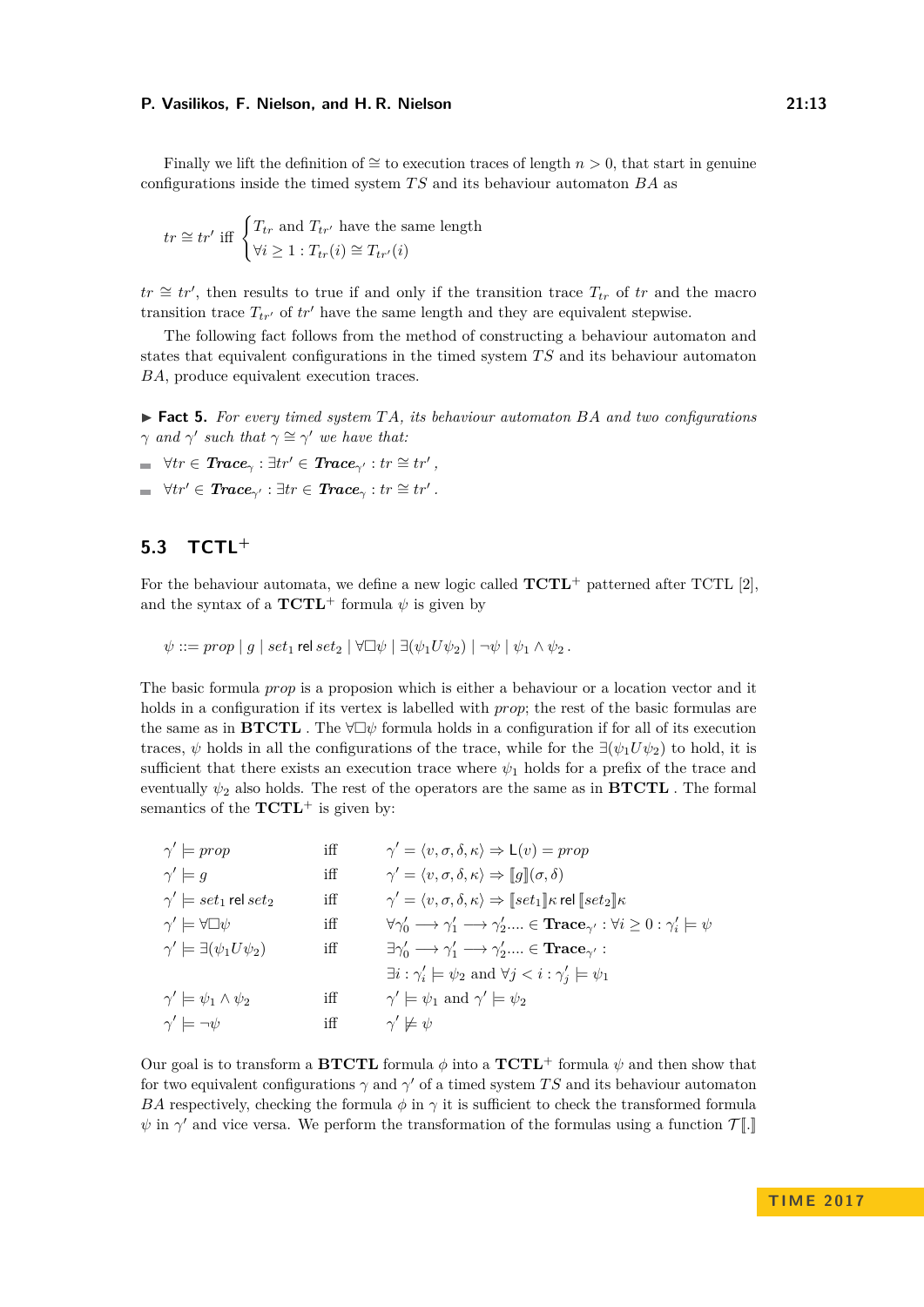Finally we lift the definition of $\cong$ to execution traces of length $n > 0$, that start in genuine configurations inside the timed system $TS$ and its behaviour automaton $BA$ as

$$tr \cong tr' \text{ iff } \begin{cases} T_{tr} \text{ and } T_{tr'} \text{ have the same length} \\ \forall i \geq 1 : T_{tr}(i) \cong T_{tr'}(i) \end{cases}$$

$tr \cong tr'$, then results to true if and only if the transition trace $T_{tr}$ of $tr$ and the macro transition trace $T_{tr'}$ of $tr'$ have the same length and they are equivalent stepwise.

The following fact follows from the method of constructing a behaviour automaton and states that equivalent configurations in the timed system $TS$ and its behaviour automaton $BA$, produce equivalent execution traces.

▶ **Fact 5.** *For every timed system $TA$, its behaviour automaton $BA$ and two configurations $\gamma$ and $\gamma'$ such that $\gamma \cong \gamma'$ we have that:*

- $\forall tr \in \textbf{\textit{Trace}}_{\gamma} : \exists tr' \in \textbf{\textit{Trace}}_{\gamma'} : tr \cong tr'$ ,
- $\forall tr' \in \textbf{\textit{Trace}}_{\gamma'} : \exists tr \in \textbf{\textit{Trace}}_{\gamma} : tr \cong tr'$ .

## 5.3 TCTL$^+$

For the behaviour automata, we define a new logic called **TCTL$^+$** patterned after TCTL [2], and the syntax of a **TCTL$^+$** formula $\psi$ is given by

$$\psi ::= prop \mid g \mid set_1 \,\mathsf{rel}\, set_2 \mid \forall\Box\psi \mid \exists(\psi_1 U \psi_2) \mid \neg\psi \mid \psi_1 \wedge \psi_2 \,.$$

The basic formula $prop$ is a proposion which is either a behaviour or a location vector and it holds in a configuration if its vertex is labelled with $prop$; the rest of the basic formulas are the same as in **BTCTL** . The $\forall\Box\psi$ formula holds in a configuration if for all of its execution traces, $\psi$ holds in all the configurations of the trace, while for the $\exists(\psi_1 U \psi_2)$ to hold, it is sufficient that there exists an execution trace where $\psi_1$ holds for a prefix of the trace and eventually $\psi_2$ also holds. The rest of the operators are the same as in **BTCTL** . The formal semantics of the **TCTL$^+$** is given by:

| | | |
|---|---|---|
| $\gamma' \models prop$ | iff | $\gamma' = \langle v, \sigma, \delta, \kappa \rangle \Rightarrow \mathsf{L}(v) = prop$ |
| $\gamma' \models g$ | iff | $\gamma' = \langle v, \sigma, \delta, \kappa \rangle \Rightarrow [\![g]\!](\sigma, \delta)$ |
| $\gamma' \models set_1 \,\mathsf{rel}\, set_2$ | iff | $\gamma' = \langle v, \sigma, \delta, \kappa \rangle \Rightarrow [\![set_1]\!]\kappa \,\mathsf{rel}\, [\![set_2]\!]\kappa$ |
| $\gamma' \models \forall\Box\psi$ | iff | $\forall \gamma'_0 \longrightarrow \gamma'_1 \longrightarrow \gamma'_2 .... \in \textbf{Trace}_{\gamma'} : \forall i \geq 0 : \gamma'_i \models \psi$ |
| $\gamma' \models \exists(\psi_1 U \psi_2)$ | iff | $\exists \gamma'_0 \longrightarrow \gamma'_1 \longrightarrow \gamma'_2 .... \in \textbf{Trace}_{\gamma'}$ : |
| | | $\exists i : \gamma'_i \models \psi_2$ and $\forall j < i : \gamma'_j \models \psi_1$ |
| $\gamma' \models \psi_1 \wedge \psi_2$ | iff | $\gamma' \models \psi_1$ and $\gamma' \models \psi_2$ |
| $\gamma' \models \neg\psi$ | iff | $\gamma' \not\models \psi$ |

Our goal is to transform a **BTCTL** formula $\phi$ into a **TCTL$^+$** formula $\psi$ and then show that for two equivalent configurations $\gamma$ and $\gamma'$ of a timed system $TS$ and its behaviour automaton $BA$ respectively, checking the formula $\phi$ in $\gamma$ it is sufficient to check the transformed formula $\psi$ in $\gamma'$ and vice versa. We perform the transformation of the formulas using a function $\mathcal{T}[\![.]\!]$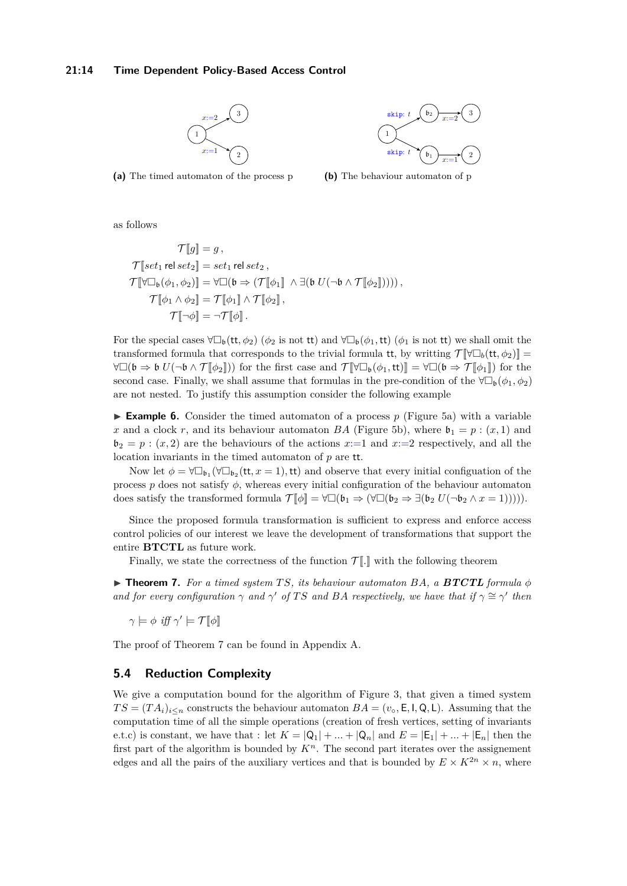(a) The timed automaton of the process p

(b) The behaviour automaton of p

as follows

$$\mathcal{T}[\![g]\!] = g\,,$$
$$\mathcal{T}[\![set_1 \;\mathsf{rel}\; set_2]\!] = set_1 \;\mathsf{rel}\; set_2\,,$$
$$\mathcal{T}[\![\forall\Box_{\mathfrak{b}}(\phi_1,\phi_2)]\!] = \forall\Box(\mathfrak{b} \Rightarrow (\mathcal{T}[\![\phi_1]\!] \;\wedge \exists(\mathfrak{b}\; U(\neg\mathfrak{b} \wedge \mathcal{T}[\![\phi_2]\!]))))\,,$$
$$\mathcal{T}[\![\phi_1 \wedge \phi_2]\!] = \mathcal{T}[\![\phi_1]\!] \wedge \mathcal{T}[\![\phi_2]\!]\,,$$
$$\mathcal{T}[\![\neg\phi]\!] = \neg\mathcal{T}[\![\phi]\!]\,.$$

For the special cases $\forall\Box_{\mathfrak{b}}(\mathtt{tt},\phi_2)$ ($\phi_2$ is not $\mathtt{tt}$) and $\forall\Box_{\mathfrak{b}}(\phi_1,\mathtt{tt})$ ($\phi_1$ is not $\mathtt{tt}$) we shall omit the transformed formula that corresponds to the trivial formula $\mathtt{tt}$, by writting $\mathcal{T}[\![\forall\Box_{\mathfrak{b}}(\mathtt{tt},\phi_2)]\!] = \forall\Box(\mathfrak{b} \Rightarrow \mathfrak{b}\; U(\neg\mathfrak{b} \wedge \mathcal{T}[\![\phi_2]\!]))$ for the first case and $\mathcal{T}[\![\forall\Box_{\mathfrak{b}}(\phi_1,\mathtt{tt})]\!] = \forall\Box(\mathfrak{b} \Rightarrow \mathcal{T}[\![\phi_1]\!])$ for the second case. Finally, we shall assume that formulas in the pre-condition of the $\forall\Box_{\mathfrak{b}}(\phi_1,\phi_2)$ are not nested. To justify this assumption consider the following example

▶ **Example 6.** Consider the timed automaton of a process $p$ (Figure 5a) with a variable $x$ and a clock $r$, and its behaviour automaton $BA$ (Figure 5b), where $\mathfrak{b}_1 = p : (x,1)$ and $\mathfrak{b}_2 = p : (x,2)$ are the behaviours of the actions $x{:=}1$ and $x{:=}2$ respectively, and all the location invariants in the timed automaton of $p$ are $\mathtt{tt}$.

Now let $\phi = \forall\Box_{\mathfrak{b}_1}(\forall\Box_{\mathfrak{b}_2}(\mathtt{tt}, x=1),\mathtt{tt})$ and observe that every initial configuation of the process $p$ does not satisfy $\phi$, whereas every initial configuration of the behaviour automaton does satisfy the transformed formula $\mathcal{T}[\![\phi]\!] = \forall\Box(\mathfrak{b}_1 \Rightarrow (\forall\Box(\mathfrak{b}_2 \Rightarrow \exists(\mathfrak{b}_2\; U(\neg\mathfrak{b}_2 \wedge x=1)))))$.

Since the proposed formula transformation is sufficient to express and enforce access control policies of our interest we leave the development of transformations that support the entire **BTCTL** as future work.

Finally, we state the correctness of the function $\mathcal{T}[\![.]\!]$ with the following theorem

▶ **Theorem 7.** *For a timed system $TS$, its behaviour automaton $BA$, a **BTCTL** formula $\phi$ and for every configuration $\gamma$ and $\gamma'$ of $TS$ and $BA$ respectively, we have that if $\gamma \cong \gamma'$ then*

$$\gamma \models \phi \textit{ iff } \gamma' \models \mathcal{T}[\![\phi]\!]$$

The proof of Theorem 7 can be found in Appendix A.

## 5.4 Reduction Complexity

We give a computation bound for the algorithm of Figure 3, that given a timed system $TS = (TA_i)_{i\leq n}$ constructs the behaviour automaton $BA = (v_\circ, \mathsf{E}, \mathsf{I}, \mathsf{Q}, \mathsf{L})$. Assuming that the computation time of all the simple operations (creation of fresh vertices, setting of invariants e.t.c) is constant, we have that : let $K = |\mathsf{Q}_1| + ... + |\mathsf{Q}_n|$ and $E = |\mathsf{E}_1| + ... + |\mathsf{E}_n|$ then the first part of the algorithm is bounded by $K^n$. The second part iterates over the assignement edges and all the pairs of the auxiliary vertices and that is bounded by $E \times K^{2n} \times n$, where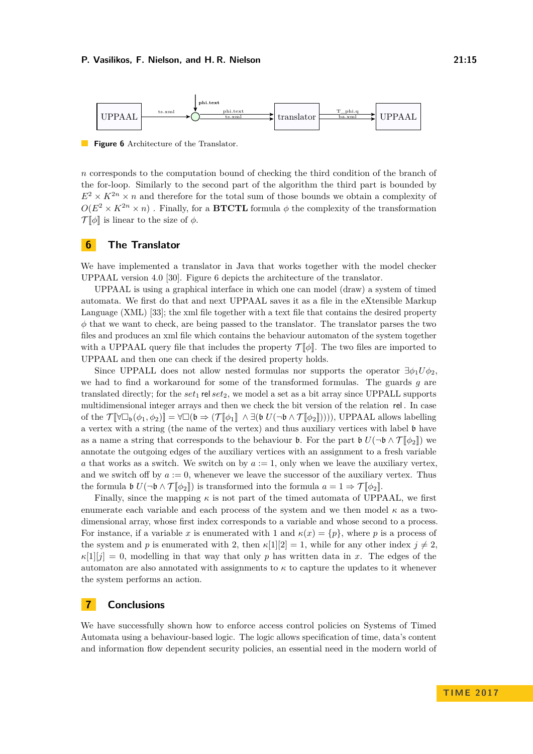**Figure 6** Architecture of the Translator.

$n$ corresponds to the computation bound of checking the third condition of the branch of the for-loop. Similarly to the second part of the algorithm the third part is bounded by $E^2 \times K^{2n} \times n$ and therefore for the total sum of those bounds we obtain a complexity of $O(E^2 \times K^{2n} \times n)$ . Finally, for a **BTCTL** formula $\phi$ the complexity of the transformation $\mathcal{T}[\![\phi]\!]$ is linear to the size of $\phi$.

## 6 The Translator

We have implemented a translator in Java that works together with the model checker UPPAAL version 4.0 [30]. Figure 6 depicts the architecture of the translator.

UPPAAL is using a graphical interface in which one can model (draw) a system of timed automata. We first do that and next UPPAAL saves it as a file in the eXtensible Markup Language (XML) [33]; the xml file together with a text file that contains the desired property $\phi$ that we want to check, are being passed to the translator. The translator parses the two files and produces an xml file which contains the behaviour automaton of the system together with a UPPAAL query file that includes the property $\mathcal{T}[\![\phi]\!]$. The two files are imported to UPPAAL and then one can check if the desired property holds.

Since UPPALL does not allow nested formulas nor supports the operator $\exists\phi_1 U \phi_2$, we had to find a workaround for some of the transformed formulas. The guards $g$ are translated directly; for the $set_1$ $\mathsf{rel}$ $set_2$, we model a set as a bit array since UPPALL supports multidimensional integer arrays and then we check the bit version of the relation $\mathsf{rel}$. In case of the $\mathcal{T}[\![\forall\Box_{\mathfrak{b}}(\phi_1,\phi_2)]\!] = \forall\Box(\mathfrak{b} \Rightarrow (\mathcal{T}[\![\phi_1]\!] \;\wedge \exists(\mathfrak{b}\; U(\neg\mathfrak{b} \wedge \mathcal{T}[\![\phi_2]\!]))))$, UPPAAL allows labelling a vertex with a string (the name of the vertex) and thus auxiliary vertices with label $\mathfrak{b}$ have as a name a string that corresponds to the behaviour $\mathfrak{b}$. For the part $\mathfrak{b}\; U(\neg\mathfrak{b} \wedge \mathcal{T}[\![\phi_2]\!])$ we annotate the outgoing edges of the auxiliary vertices with an assignment to a fresh variable $a$ that works as a switch. We switch on by $a := 1$, only when we leave the auxiliary vertex, and we switch off by $a := 0$, whenever we leave the successor of the auxiliary vertex. Thus the formula $\mathfrak{b}\; U(\neg\mathfrak{b} \wedge \mathcal{T}[\![\phi_2]\!])$ is transformed into the formula $a = 1 \Rightarrow \mathcal{T}[\![\phi_2]\!]$.

Finally, since the mapping $\kappa$ is not part of the timed automata of UPPAAL, we first enumerate each variable and each process of the system and we then model $\kappa$ as a two-dimensional array, whose first index corresponds to a variable and whose second to a process. For instance, if a variable $x$ is enumerated with 1 and $\kappa(x) = \{p\}$, where $p$ is a process of the system and $p$ is enumerated with 2, then $\kappa[1][2] = 1$, while for any other index $j \neq 2$, $\kappa[1][j] = 0$, modelling in that way that only $p$ has written data in $x$. The edges of the automaton are also annotated with assignments to $\kappa$ to capture the updates to it whenever the system performs an action.

## 7 Conclusions

We have successfully shown how to enforce access control policies on Systems of Timed Automata using a behaviour-based logic. The logic allows specification of time, data's content and information flow dependent security policies, an essential need in the modern world of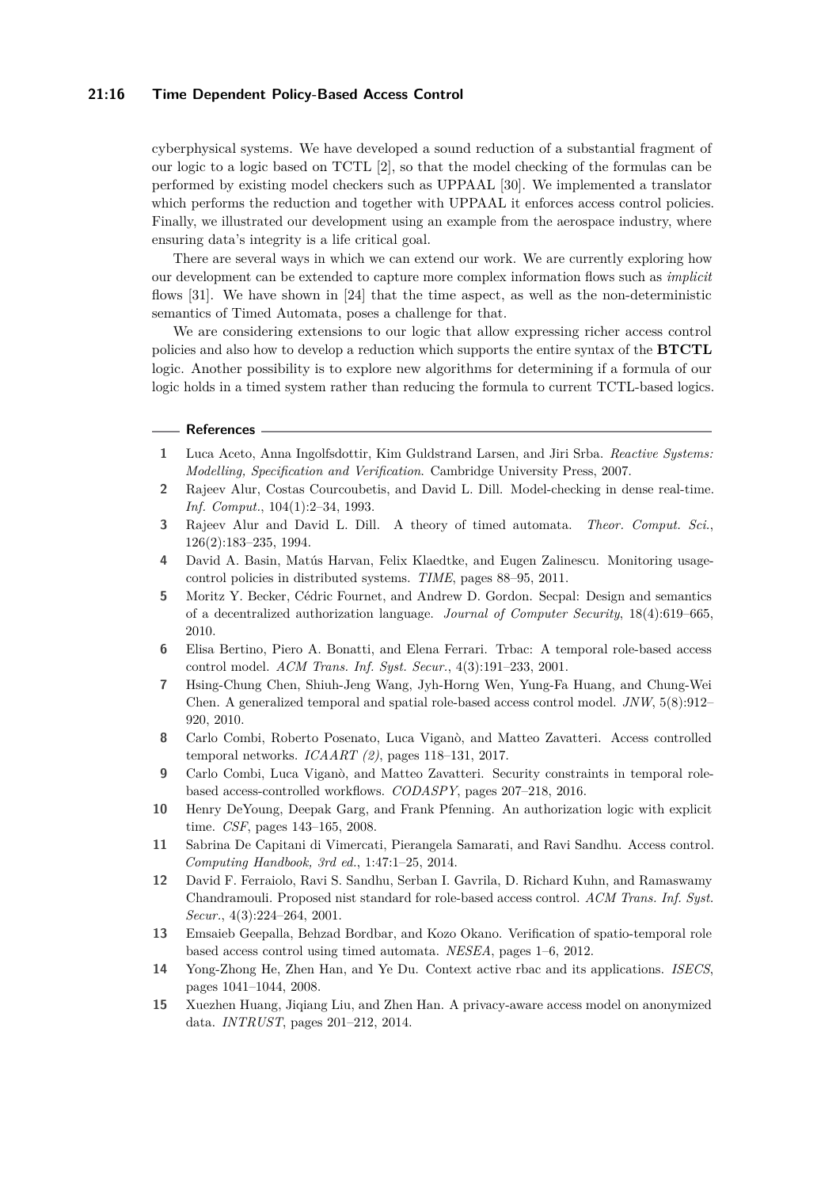cyberphysical systems. We have developed a sound reduction of a substantial fragment of our logic to a logic based on TCTL [2], so that the model checking of the formulas can be performed by existing model checkers such as UPPAAL [30]. We implemented a translator which performs the reduction and together with UPPAAL it enforces access control policies. Finally, we illustrated our development using an example from the aerospace industry, where ensuring data's integrity is a life critical goal.

There are several ways in which we can extend our work. We are currently exploring how our development can be extended to capture more complex information flows such as *implicit* flows [31]. We have shown in [24] that the time aspect, as well as the non-deterministic semantics of Timed Automata, poses a challenge for that.

We are considering extensions to our logic that allow expressing richer access control policies and also how to develop a reduction which supports the entire syntax of the **BTCTL** logic. Another possibility is to explore new algorithms for determining if a formula of our logic holds in a timed system rather than reducing the formula to current TCTL-based logics.

## References

1. Luca Aceto, Anna Ingolfsdottir, Kim Guldstrand Larsen, and Jiri Srba. *Reactive Systems: Modelling, Specification and Verification*. Cambridge University Press, 2007.
2. Rajeev Alur, Costas Courcoubetis, and David L. Dill. Model-checking in dense real-time. *Inf. Comput.*, 104(1):2–34, 1993.
3. Rajeev Alur and David L. Dill. A theory of timed automata. *Theor. Comput. Sci.*, 126(2):183–235, 1994.
4. David A. Basin, Matús Harvan, Felix Klaedtke, and Eugen Zalinescu. Monitoring usage-control policies in distributed systems. *TIME*, pages 88–95, 2011.
5. Moritz Y. Becker, Cédric Fournet, and Andrew D. Gordon. Secpal: Design and semantics of a decentralized authorization language. *Journal of Computer Security*, 18(4):619–665, 2010.
6. Elisa Bertino, Piero A. Bonatti, and Elena Ferrari. Trbac: A temporal role-based access control model. *ACM Trans. Inf. Syst. Secur.*, 4(3):191–233, 2001.
7. Hsing-Chung Chen, Shiuh-Jeng Wang, Jyh-Horng Wen, Yung-Fa Huang, and Chung-Wei Chen. A generalized temporal and spatial role-based access control model. *JNW*, 5(8):912–920, 2010.
8. Carlo Combi, Roberto Posenato, Luca Viganò, and Matteo Zavatteri. Access controlled temporal networks. *ICAART (2)*, pages 118–131, 2017.
9. Carlo Combi, Luca Viganò, and Matteo Zavatteri. Security constraints in temporal role-based access-controlled workflows. *CODASPY*, pages 207–218, 2016.
10. Henry DeYoung, Deepak Garg, and Frank Pfenning. An authorization logic with explicit time. *CSF*, pages 143–165, 2008.
11. Sabrina De Capitani di Vimercati, Pierangela Samarati, and Ravi Sandhu. Access control. *Computing Handbook, 3rd ed.*, 1:47:1–25, 2014.
12. David F. Ferraiolo, Ravi S. Sandhu, Serban I. Gavrila, D. Richard Kuhn, and Ramaswamy Chandramouli. Proposed nist standard for role-based access control. *ACM Trans. Inf. Syst. Secur.*, 4(3):224–264, 2001.
13. Emsaieb Geepalla, Behzad Bordbar, and Kozo Okano. Verification of spatio-temporal role based access control using timed automata. *NESEA*, pages 1–6, 2012.
14. Yong-Zhong He, Zhen Han, and Ye Du. Context active rbac and its applications. *ISECS*, pages 1041–1044, 2008.
15. Xuezhen Huang, Jiqiang Liu, and Zhen Han. A privacy-aware access model on anonymized data. *INTRUST*, pages 201–212, 2014.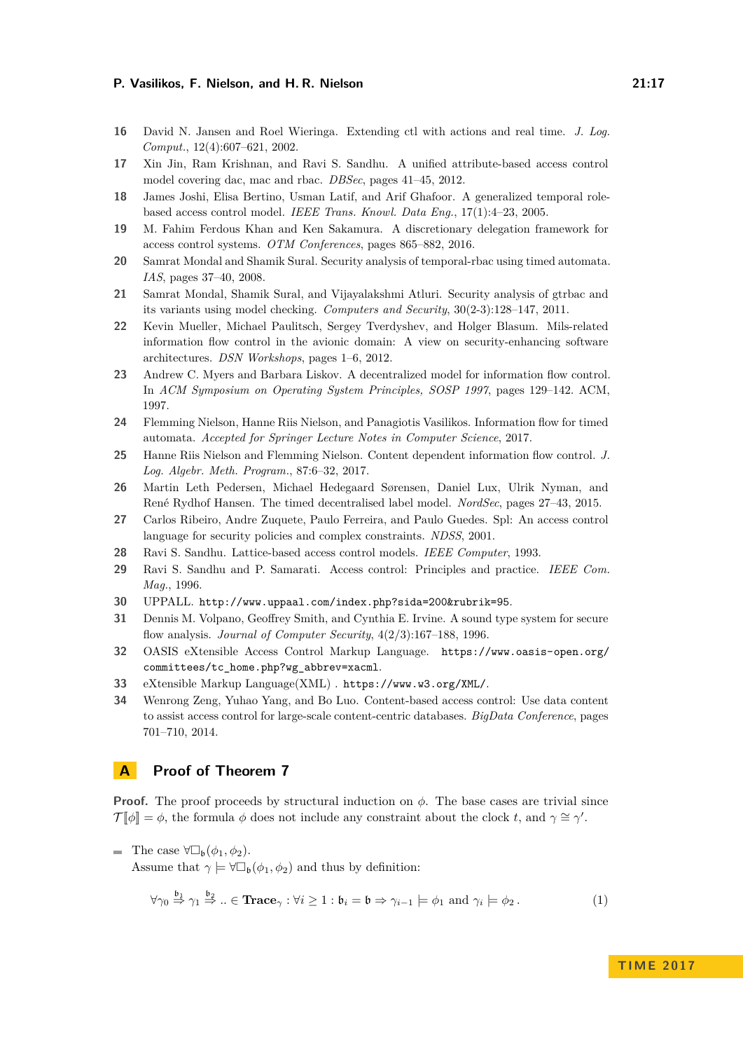16 David N. Jansen and Roel Wieringa. Extending ctl with actions and real time. *J. Log. Comput.*, 12(4):607–621, 2002.

17 Xin Jin, Ram Krishnan, and Ravi S. Sandhu. A unified attribute-based access control model covering dac, mac and rbac. *DBSec*, pages 41–45, 2012.

18 James Joshi, Elisa Bertino, Usman Latif, and Arif Ghafoor. A generalized temporal role-based access control model. *IEEE Trans. Knowl. Data Eng.*, 17(1):4–23, 2005.

19 M. Fahim Ferdous Khan and Ken Sakamura. A discretionary delegation framework for access control systems. *OTM Conferences*, pages 865–882, 2016.

20 Samrat Mondal and Shamik Sural. Security analysis of temporal-rbac using timed automata. *IAS*, pages 37–40, 2008.

21 Samrat Mondal, Shamik Sural, and Vijayalakshmi Atluri. Security analysis of gtrbac and its variants using model checking. *Computers and Security*, 30(2-3):128–147, 2011.

22 Kevin Mueller, Michael Paulitsch, Sergey Tverdyshev, and Holger Blasum. Mils-related information flow control in the avionic domain: A view on security-enhancing software architectures. *DSN Workshops*, pages 1–6, 2012.

23 Andrew C. Myers and Barbara Liskov. A decentralized model for information flow control. In *ACM Symposium on Operating System Principles, SOSP 1997*, pages 129–142. ACM, 1997.

24 Flemming Nielson, Hanne Riis Nielson, and Panagiotis Vasilikos. Information flow for timed automata. *Accepted for Springer Lecture Notes in Computer Science*, 2017.

25 Hanne Riis Nielson and Flemming Nielson. Content dependent information flow control. *J. Log. Algebr. Meth. Program.*, 87:6–32, 2017.

26 Martin Leth Pedersen, Michael Hedegaard Sørensen, Daniel Lux, Ulrik Nyman, and René Rydhof Hansen. The timed decentralised label model. *NordSec*, pages 27–43, 2015.

27 Carlos Ribeiro, Andre Zuquete, Paulo Ferreira, and Paulo Guedes. Spl: An access control language for security policies and complex constraints. *NDSS*, 2001.

28 Ravi S. Sandhu. Lattice-based access control models. *IEEE Computer*, 1993.

29 Ravi S. Sandhu and P. Samarati. Access control: Principles and practice. *IEEE Com. Mag.*, 1996.

30 UPPALL. `http://www.uppaal.com/index.php?sida=200&rubrik=95`.

31 Dennis M. Volpano, Geoffrey Smith, and Cynthia E. Irvine. A sound type system for secure flow analysis. *Journal of Computer Security*, 4(2/3):167–188, 1996.

32 OASIS eXtensible Access Control Markup Language. `https://www.oasis-open.org/committees/tc_home.php?wg_abbrev=xacml`.

33 eXtensible Markup Language(XML) . `https://www.w3.org/XML/`.

34 Wenrong Zeng, Yuhao Yang, and Bo Luo. Content-based access control: Use data content to assist access control for large-scale content-centric databases. *BigData Conference*, pages 701–710, 2014.

## A Proof of Theorem 7

**Proof.** The proof proceeds by structural induction on $\phi$. The base cases are trivial since $\mathcal{T}[\![\phi]\!] = \phi$, the formula $\phi$ does not include any constraint about the clock $t$, and $\gamma \cong \gamma'$.

- The case $\forall\Box_{\mathfrak{b}}(\phi_1, \phi_2)$.
  Assume that $\gamma \models \forall\Box_{\mathfrak{b}}(\phi_1, \phi_2)$ and thus by definition:

$$\forall \gamma_0 \overset{\mathfrak{b}_1}{\Rightarrow} \gamma_1 \overset{\mathfrak{b}_2}{\Rightarrow} .. \in \mathbf{Trace}_\gamma : \forall i \geq 1 : \mathfrak{b}_i = \mathfrak{b} \Rightarrow \gamma_{i-1} \models \phi_1 \text{ and } \gamma_i \models \phi_2 \,. \tag{1}$$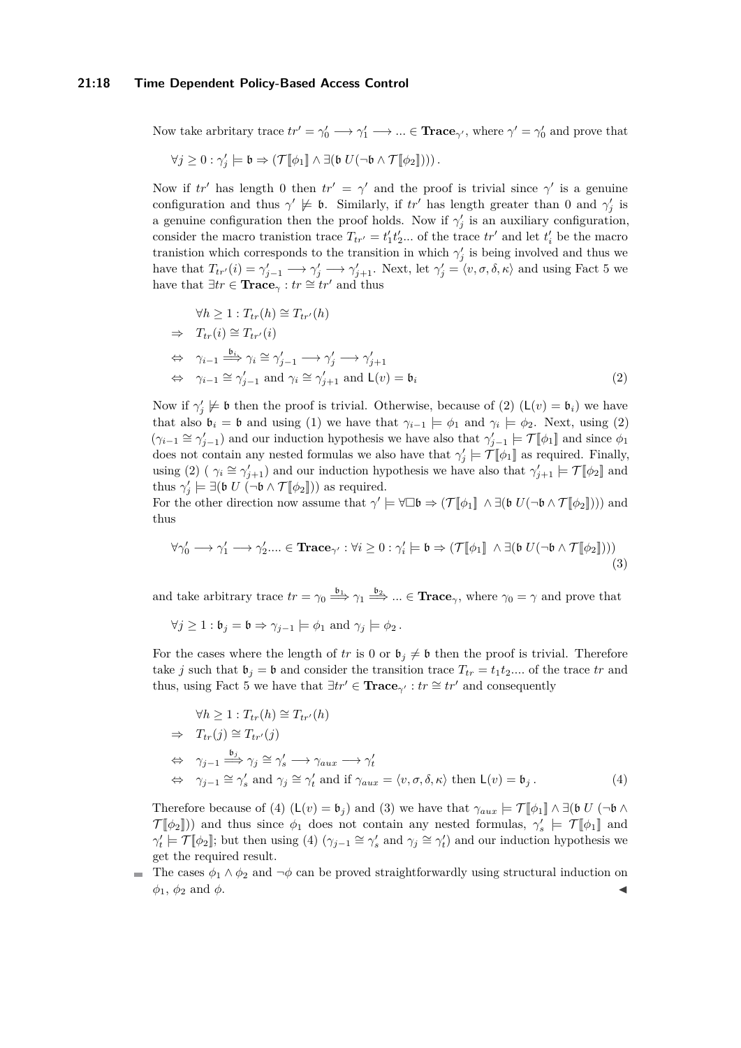Now take arbitrary trace $tr' = \gamma'_0 \longrightarrow \gamma'_1 \longrightarrow ... \in \mathbf{Trace}_{\gamma'}$, where $\gamma' = \gamma'_0$ and prove that

$$\forall j \geq 0 : \gamma'_j \models \mathfrak{b} \Rightarrow (\mathcal{T}[\![\phi_1]\!] \wedge \exists(\mathfrak{b}\, U(\neg\mathfrak{b} \wedge \mathcal{T}[\![\phi_2]\!]))) .$$

Now if $tr'$ has length 0 then $tr' = \gamma'$ and the proof is trivial since $\gamma'$ is a genuine configuration and thus $\gamma' \not\models \mathfrak{b}$. Similarly, if $tr'$ has length greater than 0 and $\gamma'_j$ is a genuine configuration then the proof holds. Now if $\gamma'_j$ is an auxiliary configuration, consider the macro tranistion trace $T_{tr'} = t'_1 t'_2 ...$ of the trace $tr'$ and let $t'_i$ be the macro tranistion which corresponds to the transition in which $\gamma'_j$ is being involved and thus we have that $T_{tr'}(i) = \gamma'_{j-1} \longrightarrow \gamma'_j \longrightarrow \gamma'_{j+1}$. Next, let $\gamma'_j = \langle v, \sigma, \delta, \kappa \rangle$ and using Fact 5 we have that $\exists tr \in \mathbf{Trace}_\gamma : tr \cong tr'$ and thus

$$\begin{aligned}
& \forall h \geq 1 : T_{tr}(h) \cong T_{tr'}(h) \\
\Rightarrow \quad & T_{tr}(i) \cong T_{tr'}(i) \\
\Leftrightarrow \quad & \gamma_{i-1} \stackrel{\mathfrak{b}_i}{\Longrightarrow} \gamma_i \cong \gamma'_{j-1} \longrightarrow \gamma'_j \longrightarrow \gamma'_{j+1} \\
\Leftrightarrow \quad & \gamma_{i-1} \cong \gamma'_{j-1} \text{ and } \gamma_i \cong \gamma'_{j+1} \text{ and } \mathsf{L}(v) = \mathfrak{b}_i
\end{aligned} \tag{2}$$

Now if $\gamma'_j \not\models \mathfrak{b}$ then the proof is trivial. Otherwise, because of (2) ($\mathsf{L}(v) = \mathfrak{b}_i$) we have that also $\mathfrak{b}_i = \mathfrak{b}$ and using (1) we have that $\gamma_{i-1} \models \phi_1$ and $\gamma_i \models \phi_2$. Next, using (2) ($\gamma_{i-1} \cong \gamma'_{j-1}$) and our induction hypothesis we have also that $\gamma'_{j-1} \models \mathcal{T}[\![\phi_1]\!]$ and since $\phi_1$ does not contain any nested formulas we also have that $\gamma'_j \models \mathcal{T}[\![\phi_1]\!]$ as required. Finally, using (2) ( $\gamma_i \cong \gamma'_{j+1}$) and our induction hypothesis we have also that $\gamma'_{j+1} \models \mathcal{T}[\![\phi_2]\!]$ and thus $\gamma'_j \models \exists(\mathfrak{b}\; U\; (\neg\mathfrak{b} \wedge \mathcal{T}[\![\phi_2]\!]))$ as required.
For the other direction now assume that $\gamma' \models \forall\Box\mathfrak{b} \Rightarrow (\mathcal{T}[\![\phi_1]\!]\; \wedge \exists(\mathfrak{b}\; U(\neg\mathfrak{b} \wedge \mathcal{T}[\![\phi_2]\!])))$ and thus

$$\forall \gamma'_0 \longrightarrow \gamma'_1 \longrightarrow \gamma'_2 .... \in \mathbf{Trace}_{\gamma'} : \forall i \geq 0 : \gamma'_i \models \mathfrak{b} \Rightarrow (\mathcal{T}[\![\phi_1]\!]\; \wedge \exists(\mathfrak{b}\; U(\neg\mathfrak{b} \wedge \mathcal{T}[\![\phi_2]\!]))) \tag{3}$$

and take arbitrary trace $tr = \gamma_0 \stackrel{\mathfrak{b}_1}{\Longrightarrow} \gamma_1 \stackrel{\mathfrak{b}_2}{\Longrightarrow} ... \in \mathbf{Trace}_\gamma$, where $\gamma_0 = \gamma$ and prove that

$$\forall j \geq 1 : \mathfrak{b}_j = \mathfrak{b} \Rightarrow \gamma_{j-1} \models \phi_1 \text{ and } \gamma_j \models \phi_2 .$$

For the cases where the length of $tr$ is 0 or $\mathfrak{b}_j \neq \mathfrak{b}$ then the proof is trivial. Therefore take $j$ such that $\mathfrak{b}_j = \mathfrak{b}$ and consider the transition trace $T_{tr} = t_1 t_2 ....$ of the trace $tr$ and thus, using Fact 5 we have that $\exists tr' \in \mathbf{Trace}_{\gamma'} : tr \cong tr'$ and consequently

$$\begin{aligned}
& \forall h \geq 1 : T_{tr}(h) \cong T_{tr'}(h) \\
\Rightarrow \quad & T_{tr}(j) \cong T_{tr'}(j) \\
\Leftrightarrow \quad & \gamma_{j-1} \stackrel{\mathfrak{b}_j}{\Longrightarrow} \gamma_j \cong \gamma'_s \longrightarrow \gamma_{aux} \longrightarrow \gamma'_t \\
\Leftrightarrow \quad & \gamma_{j-1} \cong \gamma'_s \text{ and } \gamma_j \cong \gamma'_t \text{ and if } \gamma_{aux} = \langle v, \sigma, \delta, \kappa \rangle \text{ then } \mathsf{L}(v) = \mathfrak{b}_j .
\end{aligned} \tag{4}$$

Therefore because of (4) ($\mathsf{L}(v) = \mathfrak{b}_j$) and (3) we have that $\gamma_{aux} \models \mathcal{T}[\![\phi_1]\!] \wedge \exists(\mathfrak{b}\; U\; (\neg\mathfrak{b} \wedge \mathcal{T}[\![\phi_2]\!]))$ and thus since $\phi_1$ does not contain any nested formulas, $\gamma'_s \models \mathcal{T}[\![\phi_1]\!]$ and $\gamma'_t \models \mathcal{T}[\![\phi_2]\!]$; but then using (4) ($\gamma_{j-1} \cong \gamma'_s$ and $\gamma_j \cong \gamma'_t$) and our induction hypothesis we get the required result.

- The cases $\phi_1 \wedge \phi_2$ and $\neg\phi$ can be proved straightforwardly using structural induction on $\phi_1$, $\phi_2$ and $\phi$. ◀